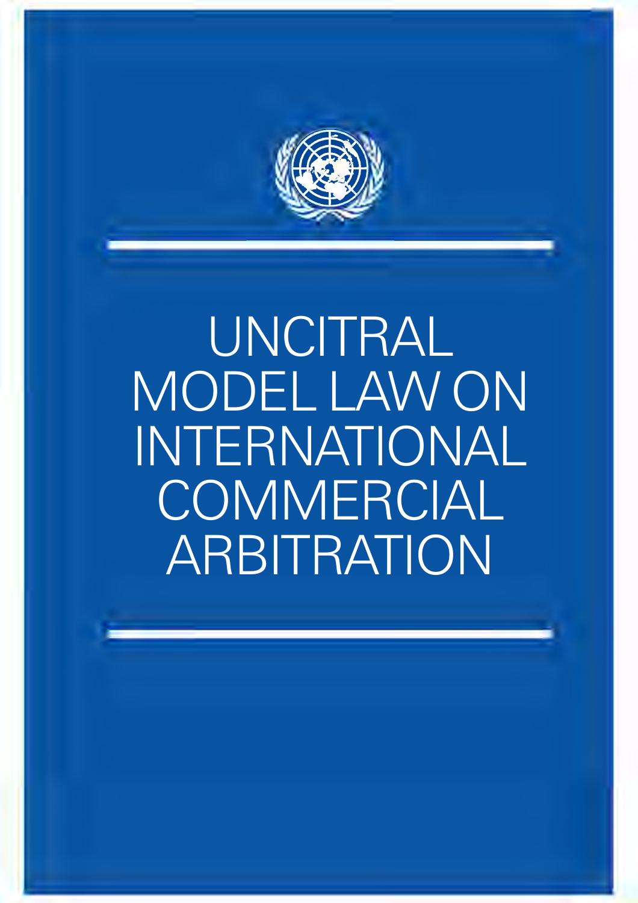# UNCITRAL MODEL LAW ON INTERNATIONAL COMMERCIAL ARBITRATION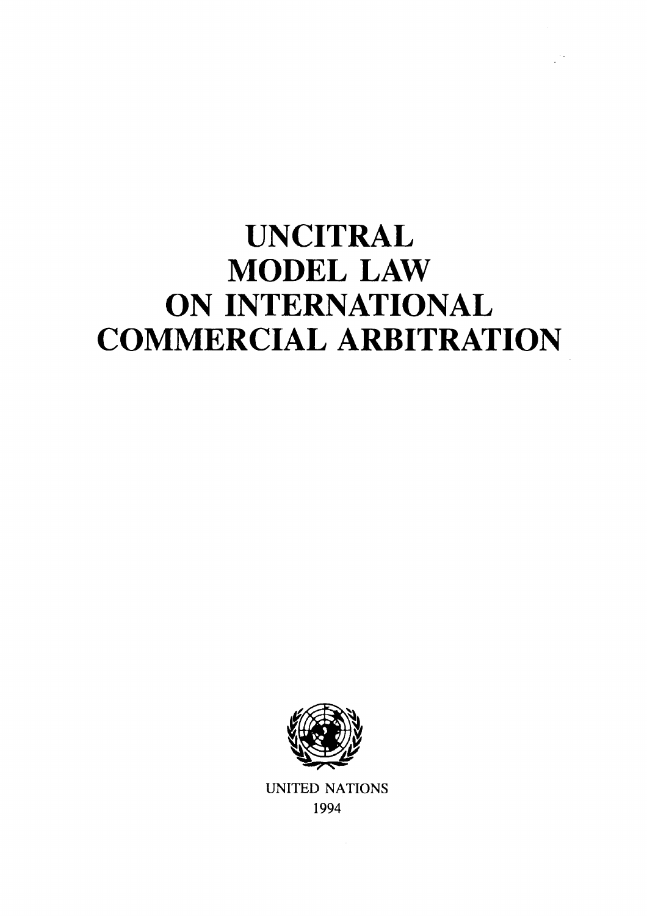# UNCITRAL MODEL LAW ON INTERNATIONAL COMMERCIAL ARBITRATION

UNITED NATIONS
1994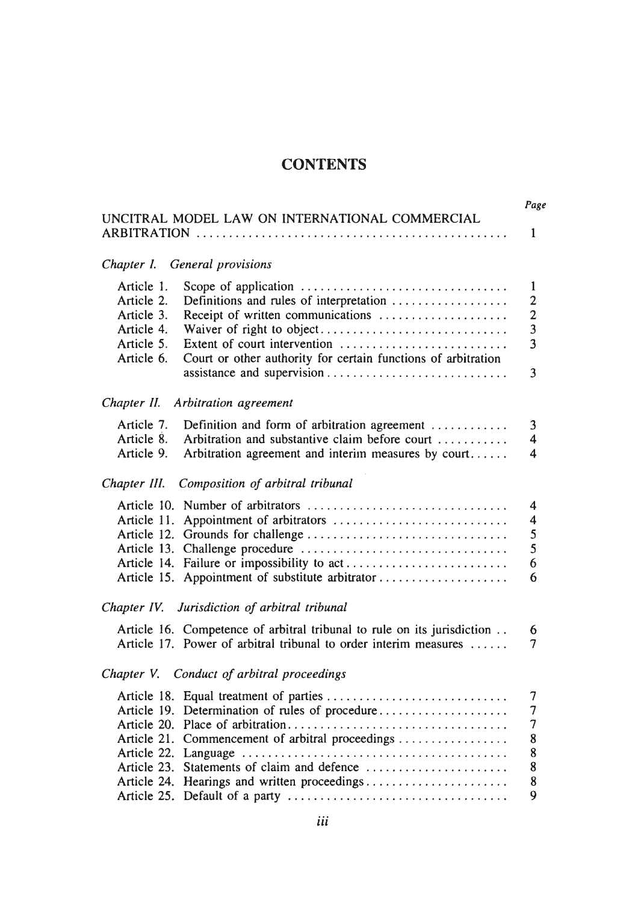# CONTENTS

| | | Page |
|---|---|---|
| UNCITRAL MODEL LAW ON INTERNATIONAL COMMERCIAL ARBITRATION | | 1 |
| *Chapter I. General provisions* | | |
| Article 1. | Scope of application | 1 |
| Article 2. | Definitions and rules of interpretation | 2 |
| Article 3. | Receipt of written communications | 2 |
| Article 4. | Waiver of right to object | 3 |
| Article 5. | Extent of court intervention | 3 |
| Article 6. | Court or other authority for certain functions of arbitration assistance and supervision | 3 |
| *Chapter II. Arbitration agreement* | | |
| Article 7. | Definition and form of arbitration agreement | 3 |
| Article 8. | Arbitration and substantive claim before court | 4 |
| Article 9. | Arbitration agreement and interim measures by court | 4 |
| *Chapter III. Composition of arbitral tribunal* | | |
| Article 10. | Number of arbitrators | 4 |
| Article 11. | Appointment of arbitrators | 4 |
| Article 12. | Grounds for challenge | 5 |
| Article 13. | Challenge procedure | 5 |
| Article 14. | Failure or impossibility to act | 6 |
| Article 15. | Appointment of substitute arbitrator | 6 |
| *Chapter IV. Jurisdiction of arbitral tribunal* | | |
| Article 16. | Competence of arbitral tribunal to rule on its jurisdiction | 6 |
| Article 17. | Power of arbitral tribunal to order interim measures | 7 |
| *Chapter V. Conduct of arbitral proceedings* | | |
| Article 18. | Equal treatment of parties | 7 |
| Article 19. | Determination of rules of procedure | 7 |
| Article 20. | Place of arbitration | 7 |
| Article 21. | Commencement of arbitral proceedings | 8 |
| Article 22. | Language | 8 |
| Article 23. | Statements of claim and defence | 8 |
| Article 24. | Hearings and written proceedings | 8 |
| Article 25. | Default of a party | 9 |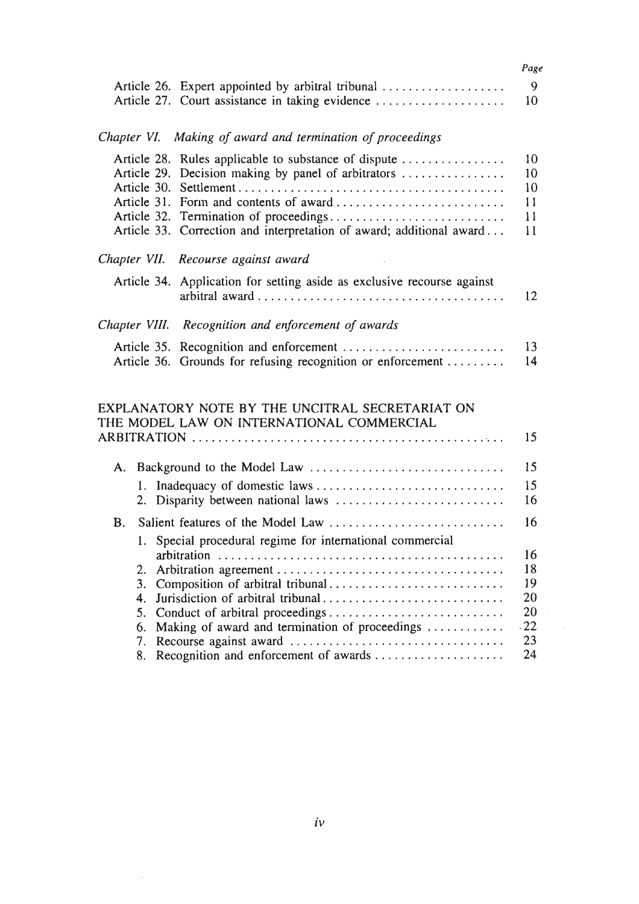| | Page |
|---|---|
| Article 26. Expert appointed by arbitral tribunal | 9 |
| Article 27. Court assistance in taking evidence | 10 |

*Chapter VI. Making of award and termination of proceedings*

| | |
|---|---|
| Article 28. Rules applicable to substance of dispute | 10 |
| Article 29. Decision making by panel of arbitrators | 10 |
| Article 30. Settlement | 10 |
| Article 31. Form and contents of award | 11 |
| Article 32. Termination of proceedings | 11 |
| Article 33. Correction and interpretation of award; additional award | 11 |

*Chapter VII. Recourse against award*

| | |
|---|---|
| Article 34. Application for setting aside as exclusive recourse against arbitral award | 12 |

*Chapter VIII. Recognition and enforcement of awards*

| | |
|---|---|
| Article 35. Recognition and enforcement | 13 |
| Article 36. Grounds for refusing recognition or enforcement | 14 |

| | |
|---|---|
| EXPLANATORY NOTE BY THE UNCITRAL SECRETARIAT ON THE MODEL LAW ON INTERNATIONAL COMMERCIAL ARBITRATION | 15 |
| A. Background to the Model Law | 15 |
| 1. Inadequacy of domestic laws | 15 |
| 2. Disparity between national laws | 16 |
| B. Salient features of the Model Law | 16 |
| 1. Special procedural regime for international commercial arbitration | 16 |
| 2. Arbitration agreement | 18 |
| 3. Composition of arbitral tribunal | 19 |
| 4. Jurisdiction of arbitral tribunal | 20 |
| 5. Conduct of arbitral proceedings | 20 |
| 6. Making of award and termination of proceedings | 22 |
| 7. Recourse against award | 23 |
| 8. Recognition and enforcement of awards | 24 |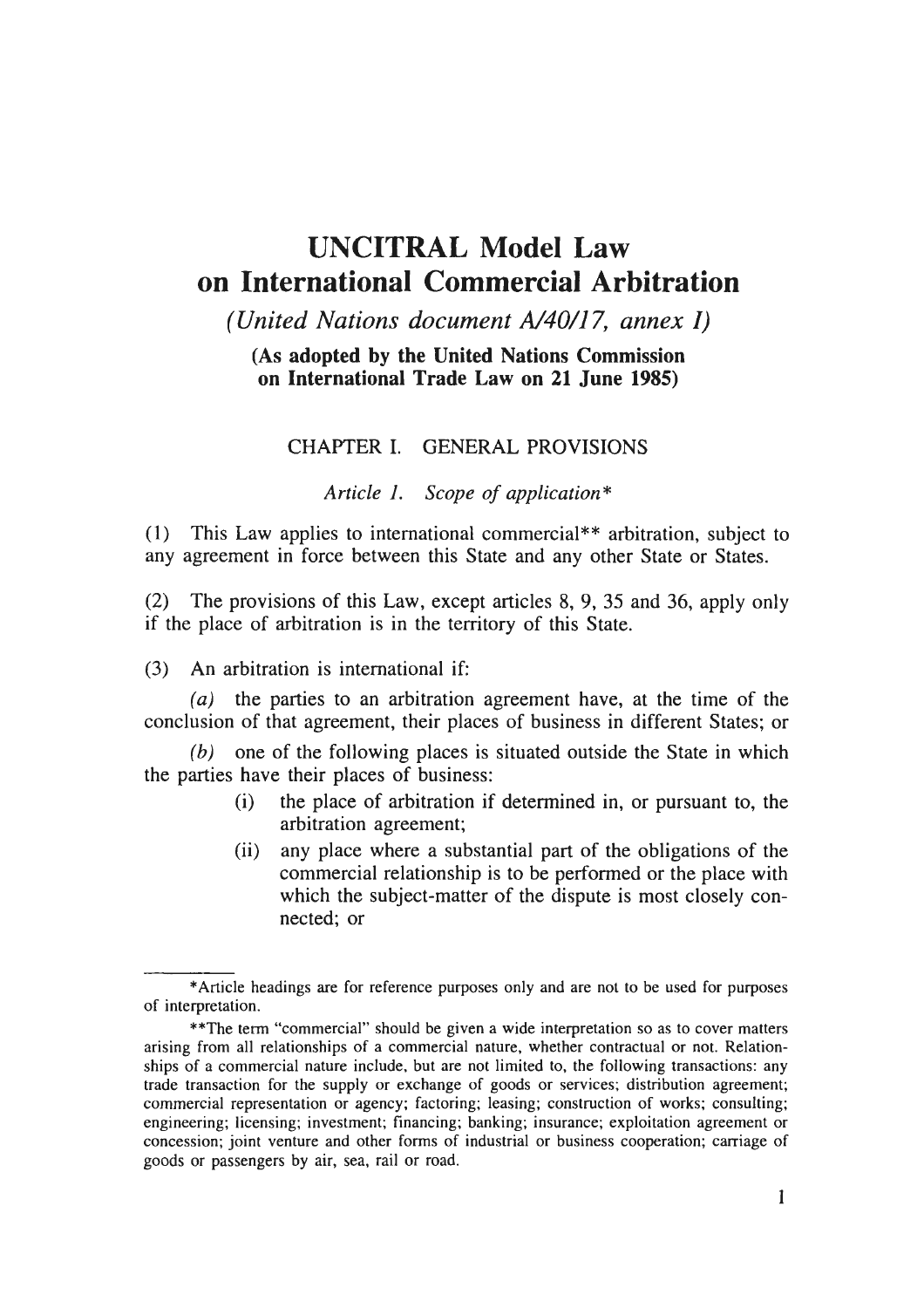# UNCITRAL Model Law on International Commercial Arbitration

*(United Nations document A/40/17, annex I)*

**(As adopted by the United Nations Commission on International Trade Law on 21 June 1985)**

## CHAPTER I. GENERAL PROVISIONS

### *Article 1. Scope of application**

(1) This Law applies to international commercial** arbitration, subject to any agreement in force between this State and any other State or States.

(2) The provisions of this Law, except articles 8, 9, 35 and 36, apply only if the place of arbitration is in the territory of this State.

(3) An arbitration is international if:

*(a)* the parties to an arbitration agreement have, at the time of the conclusion of that agreement, their places of business in different States; or

*(b)* one of the following places is situated outside the State in which the parties have their places of business:

- (i) the place of arbitration if determined in, or pursuant to, the arbitration agreement;
- (ii) any place where a substantial part of the obligations of the commercial relationship is to be performed or the place with which the subject-matter of the dispute is most closely connected; or

---

*Article headings are for reference purposes only and are not to be used for purposes of interpretation.

**The term "commercial" should be given a wide interpretation so as to cover matters arising from all relationships of a commercial nature, whether contractual or not. Relationships of a commercial nature include, but are not limited to, the following transactions: any trade transaction for the supply or exchange of goods or services; distribution agreement; commercial representation or agency; factoring; leasing; construction of works; consulting; engineering; licensing; investment; financing; banking; insurance; exploitation agreement or concession; joint venture and other forms of industrial or business cooperation; carriage of goods or passengers by air, sea, rail or road.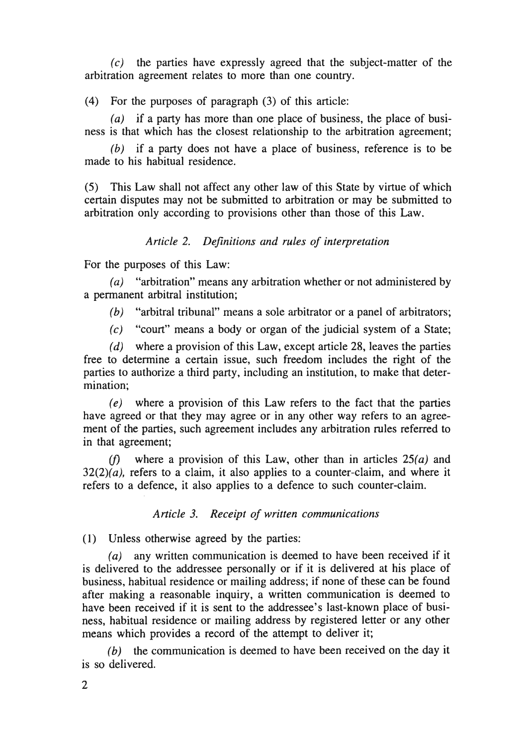*(c)* the parties have expressly agreed that the subject-matter of the arbitration agreement relates to more than one country.

(4) For the purposes of paragraph (3) of this article:

*(a)* if a party has more than one place of business, the place of business is that which has the closest relationship to the arbitration agreement;

*(b)* if a party does not have a place of business, reference is to be made to his habitual residence.

(5) This Law shall not affect any other law of this State by virtue of which certain disputes may not be submitted to arbitration or may be submitted to arbitration only according to provisions other than those of this Law.

### *Article 2. Definitions and rules of interpretation*

For the purposes of this Law:

*(a)* "arbitration" means any arbitration whether or not administered by a permanent arbitral institution;

*(b)* "arbitral tribunal" means a sole arbitrator or a panel of arbitrators;

*(c)* "court" means a body or organ of the judicial system of a State;

*(d)* where a provision of this Law, except article 28, leaves the parties free to determine a certain issue, such freedom includes the right of the parties to authorize a third party, including an institution, to make that determination;

*(e)* where a provision of this Law refers to the fact that the parties have agreed or that they may agree or in any other way refers to an agreement of the parties, such agreement includes any arbitration rules referred to in that agreement;

*(f)* where a provision of this Law, other than in articles 25*(a)* and 32(2)*(a)*, refers to a claim, it also applies to a counter-claim, and where it refers to a defence, it also applies to a defence to such counter-claim.

### *Article 3. Receipt of written communications*

(1) Unless otherwise agreed by the parties:

*(a)* any written communication is deemed to have been received if it is delivered to the addressee personally or if it is delivered at his place of business, habitual residence or mailing address; if none of these can be found after making a reasonable inquiry, a written communication is deemed to have been received if it is sent to the addressee's last-known place of business, habitual residence or mailing address by registered letter or any other means which provides a record of the attempt to deliver it;

*(b)* the communication is deemed to have been received on the day it is so delivered.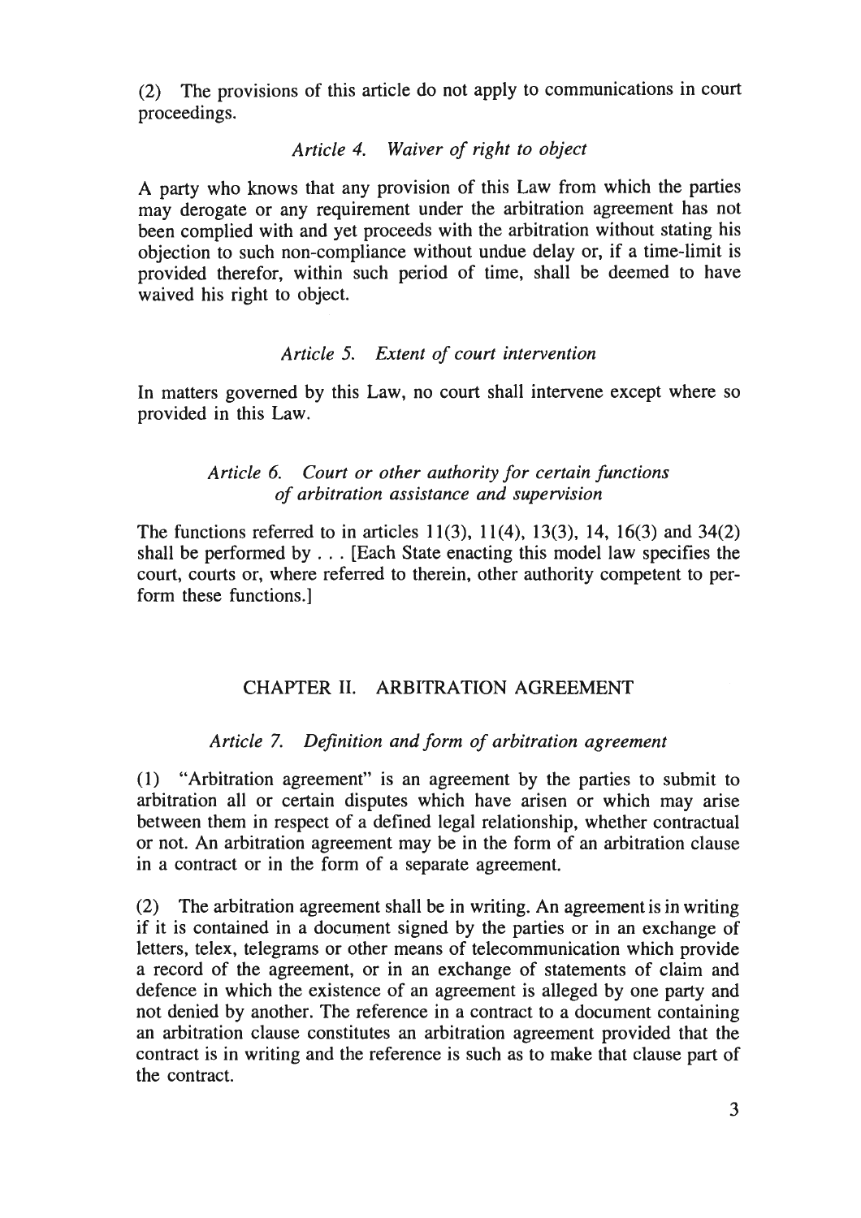(2) The provisions of this article do not apply to communications in court proceedings.

### *Article 4. Waiver of right to object*

A party who knows that any provision of this Law from which the parties may derogate or any requirement under the arbitration agreement has not been complied with and yet proceeds with the arbitration without stating his objection to such non-compliance without undue delay or, if a time-limit is provided therefor, within such period of time, shall be deemed to have waived his right to object.

### *Article 5. Extent of court intervention*

In matters governed by this Law, no court shall intervene except where so provided in this Law.

### *Article 6. Court or other authority for certain functions of arbitration assistance and supervision*

The functions referred to in articles 11(3), 11(4), 13(3), 14, 16(3) and 34(2) shall be performed by . . . [Each State enacting this model law specifies the court, courts or, where referred to therein, other authority competent to perform these functions.]

## CHAPTER II. ARBITRATION AGREEMENT

### *Article 7. Definition and form of arbitration agreement*

(1) "Arbitration agreement" is an agreement by the parties to submit to arbitration all or certain disputes which have arisen or which may arise between them in respect of a defined legal relationship, whether contractual or not. An arbitration agreement may be in the form of an arbitration clause in a contract or in the form of a separate agreement.

(2) The arbitration agreement shall be in writing. An agreement is in writing if it is contained in a document signed by the parties or in an exchange of letters, telex, telegrams or other means of telecommunication which provide a record of the agreement, or in an exchange of statements of claim and defence in which the existence of an agreement is alleged by one party and not denied by another. The reference in a contract to a document containing an arbitration clause constitutes an arbitration agreement provided that the contract is in writing and the reference is such as to make that clause part of the contract.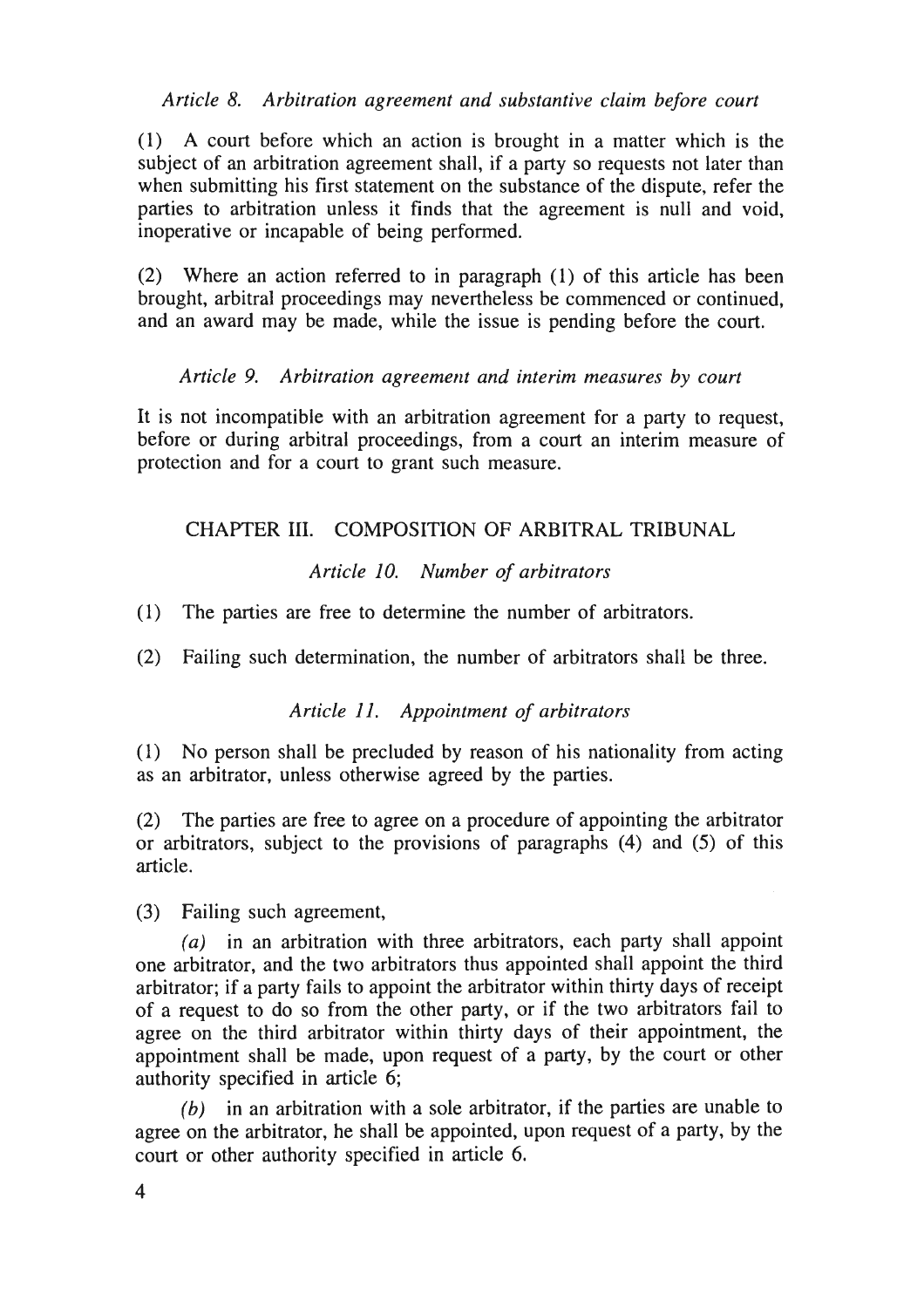*Article 8. Arbitration agreement and substantive claim before court*

(1) A court before which an action is brought in a matter which is the subject of an arbitration agreement shall, if a party so requests not later than when submitting his first statement on the substance of the dispute, refer the parties to arbitration unless it finds that the agreement is null and void, inoperative or incapable of being performed.

(2) Where an action referred to in paragraph (1) of this article has been brought, arbitral proceedings may nevertheless be commenced or continued, and an award may be made, while the issue is pending before the court.

*Article 9. Arbitration agreement and interim measures by court*

It is not incompatible with an arbitration agreement for a party to request, before or during arbitral proceedings, from a court an interim measure of protection and for a court to grant such measure.

## CHAPTER III. COMPOSITION OF ARBITRAL TRIBUNAL

*Article 10. Number of arbitrators*

(1) The parties are free to determine the number of arbitrators.

(2) Failing such determination, the number of arbitrators shall be three.

*Article 11. Appointment of arbitrators*

(1) No person shall be precluded by reason of his nationality from acting as an arbitrator, unless otherwise agreed by the parties.

(2) The parties are free to agree on a procedure of appointing the arbitrator or arbitrators, subject to the provisions of paragraphs (4) and (5) of this article.

(3) Failing such agreement,

*(a)* in an arbitration with three arbitrators, each party shall appoint one arbitrator, and the two arbitrators thus appointed shall appoint the third arbitrator; if a party fails to appoint the arbitrator within thirty days of receipt of a request to do so from the other party, or if the two arbitrators fail to agree on the third arbitrator within thirty days of their appointment, the appointment shall be made, upon request of a party, by the court or other authority specified in article 6;

*(b)* in an arbitration with a sole arbitrator, if the parties are unable to agree on the arbitrator, he shall be appointed, upon request of a party, by the court or other authority specified in article 6.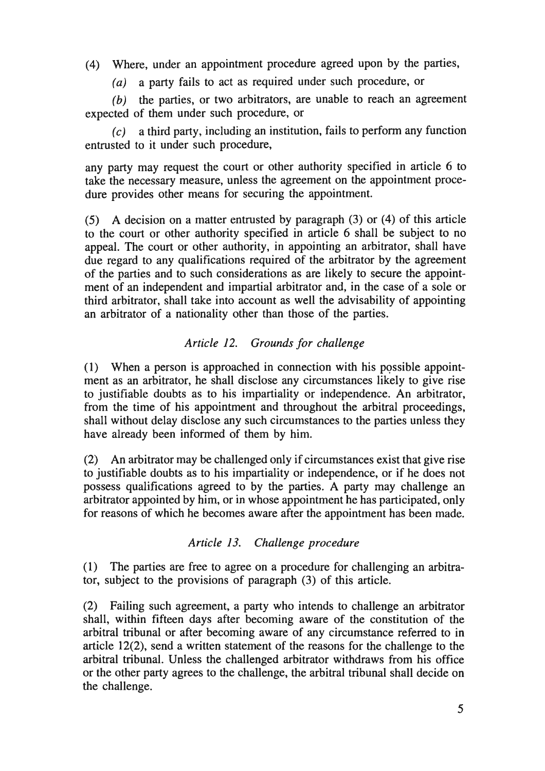(4) Where, under an appointment procedure agreed upon by the parties,

*(a)* a party fails to act as required under such procedure, or

*(b)* the parties, or two arbitrators, are unable to reach an agreement expected of them under such procedure, or

*(c)* a third party, including an institution, fails to perform any function entrusted to it under such procedure,

any party may request the court or other authority specified in article 6 to take the necessary measure, unless the agreement on the appointment procedure provides other means for securing the appointment.

(5) A decision on a matter entrusted by paragraph (3) or (4) of this article to the court or other authority specified in article 6 shall be subject to no appeal. The court or other authority, in appointing an arbitrator, shall have due regard to any qualifications required of the arbitrator by the agreement of the parties and to such considerations as are likely to secure the appointment of an independent and impartial arbitrator and, in the case of a sole or third arbitrator, shall take into account as well the advisability of appointing an arbitrator of a nationality other than those of the parties.

### *Article 12. Grounds for challenge*

(1) When a person is approached in connection with his possible appointment as an arbitrator, he shall disclose any circumstances likely to give rise to justifiable doubts as to his impartiality or independence. An arbitrator, from the time of his appointment and throughout the arbitral proceedings, shall without delay disclose any such circumstances to the parties unless they have already been informed of them by him.

(2) An arbitrator may be challenged only if circumstances exist that give rise to justifiable doubts as to his impartiality or independence, or if he does not possess qualifications agreed to by the parties. A party may challenge an arbitrator appointed by him, or in whose appointment he has participated, only for reasons of which he becomes aware after the appointment has been made.

### *Article 13. Challenge procedure*

(1) The parties are free to agree on a procedure for challenging an arbitrator, subject to the provisions of paragraph (3) of this article.

(2) Failing such agreement, a party who intends to challenge an arbitrator shall, within fifteen days after becoming aware of the constitution of the arbitral tribunal or after becoming aware of any circumstance referred to in article 12(2), send a written statement of the reasons for the challenge to the arbitral tribunal. Unless the challenged arbitrator withdraws from his office or the other party agrees to the challenge, the arbitral tribunal shall decide on the challenge.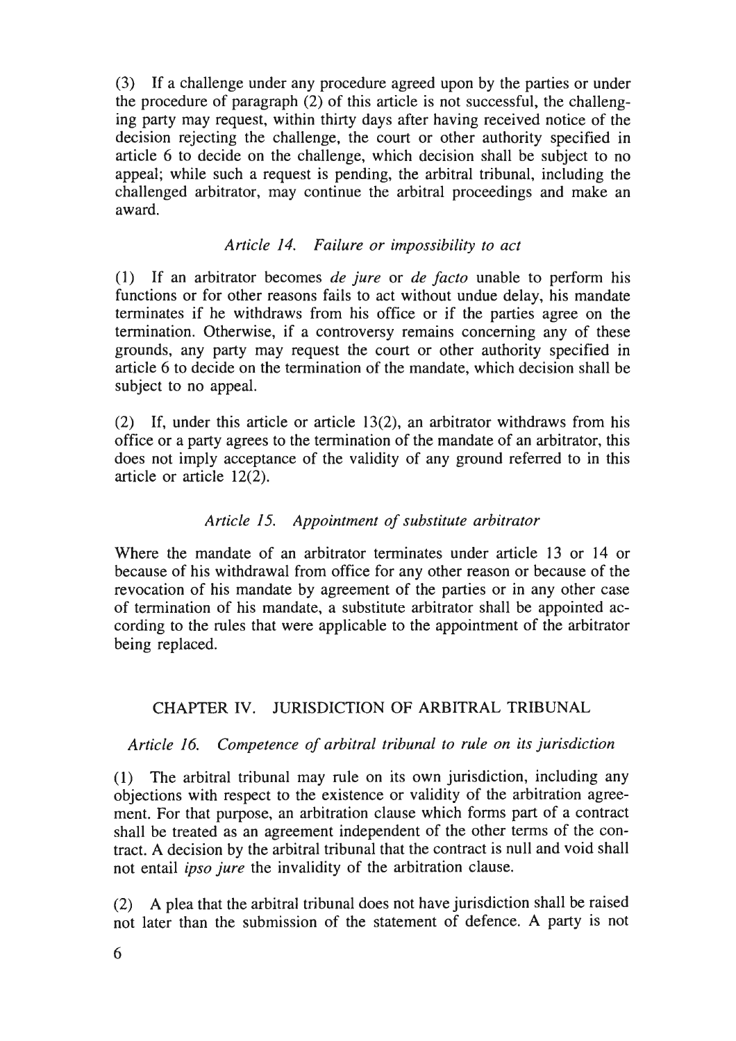(3) If a challenge under any procedure agreed upon by the parties or under the procedure of paragraph (2) of this article is not successful, the challenging party may request, within thirty days after having received notice of the decision rejecting the challenge, the court or other authority specified in article 6 to decide on the challenge, which decision shall be subject to no appeal; while such a request is pending, the arbitral tribunal, including the challenged arbitrator, may continue the arbitral proceedings and make an award.

### *Article 14. Failure or impossibility to act*

(1) If an arbitrator becomes *de jure* or *de facto* unable to perform his functions or for other reasons fails to act without undue delay, his mandate terminates if he withdraws from his office or if the parties agree on the termination. Otherwise, if a controversy remains concerning any of these grounds, any party may request the court or other authority specified in article 6 to decide on the termination of the mandate, which decision shall be subject to no appeal.

(2) If, under this article or article 13(2), an arbitrator withdraws from his office or a party agrees to the termination of the mandate of an arbitrator, this does not imply acceptance of the validity of any ground referred to in this article or article 12(2).

### *Article 15. Appointment of substitute arbitrator*

Where the mandate of an arbitrator terminates under article 13 or 14 or because of his withdrawal from office for any other reason or because of the revocation of his mandate by agreement of the parties or in any other case of termination of his mandate, a substitute arbitrator shall be appointed according to the rules that were applicable to the appointment of the arbitrator being replaced.

## CHAPTER IV. JURISDICTION OF ARBITRAL TRIBUNAL

### *Article 16. Competence of arbitral tribunal to rule on its jurisdiction*

(1) The arbitral tribunal may rule on its own jurisdiction, including any objections with respect to the existence or validity of the arbitration agreement. For that purpose, an arbitration clause which forms part of a contract shall be treated as an agreement independent of the other terms of the contract. A decision by the arbitral tribunal that the contract is null and void shall not entail *ipso jure* the invalidity of the arbitration clause.

(2) A plea that the arbitral tribunal does not have jurisdiction shall be raised not later than the submission of the statement of defence. A party is not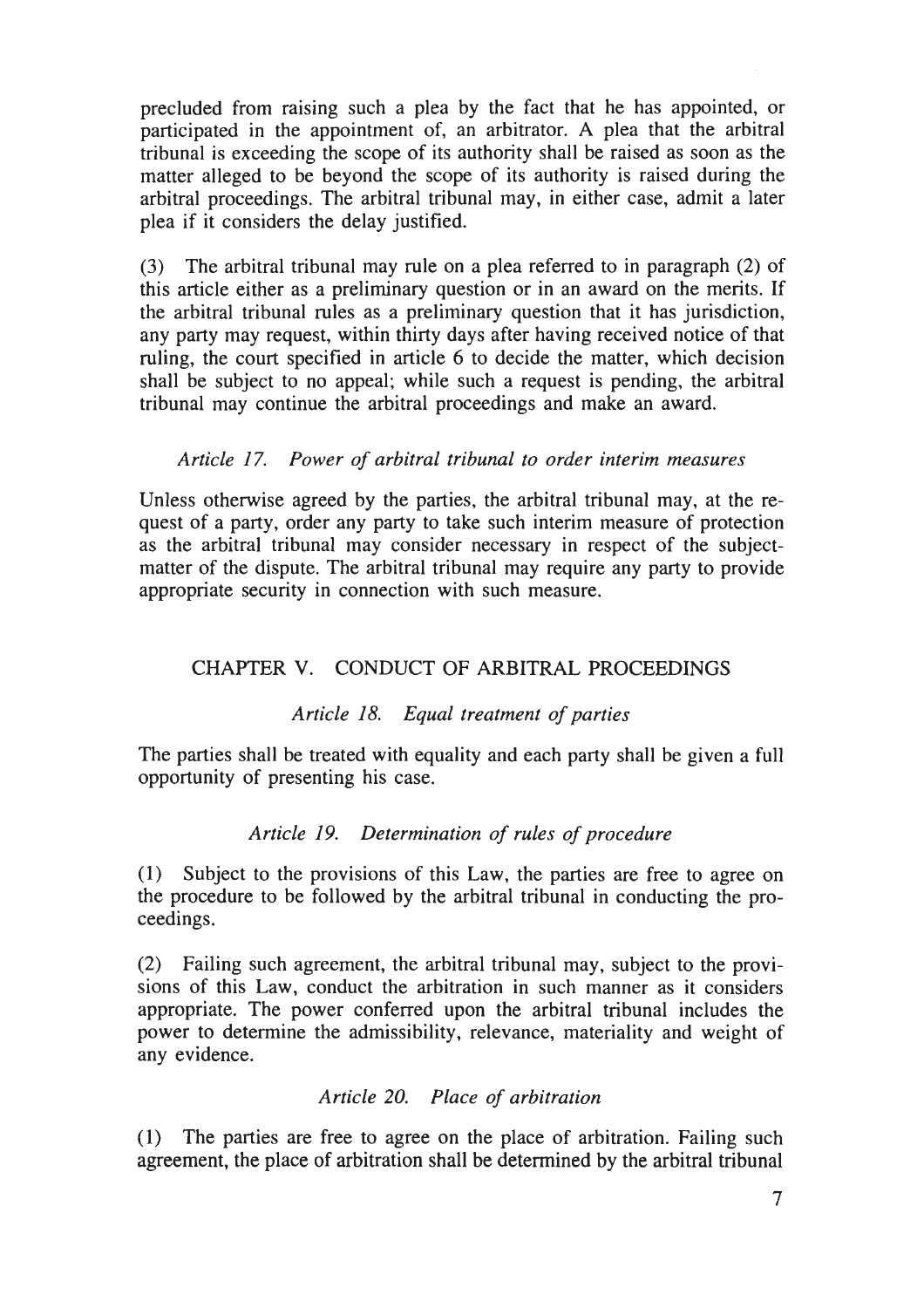precluded from raising such a plea by the fact that he has appointed, or participated in the appointment of, an arbitrator. A plea that the arbitral tribunal is exceeding the scope of its authority shall be raised as soon as the matter alleged to be beyond the scope of its authority is raised during the arbitral proceedings. The arbitral tribunal may, in either case, admit a later plea if it considers the delay justified.

(3) The arbitral tribunal may rule on a plea referred to in paragraph (2) of this article either as a preliminary question or in an award on the merits. If the arbitral tribunal rules as a preliminary question that it has jurisdiction, any party may request, within thirty days after having received notice of that ruling, the court specified in article 6 to decide the matter, which decision shall be subject to no appeal; while such a request is pending, the arbitral tribunal may continue the arbitral proceedings and make an award.

### *Article 17. Power of arbitral tribunal to order interim measures*

Unless otherwise agreed by the parties, the arbitral tribunal may, at the request of a party, order any party to take such interim measure of protection as the arbitral tribunal may consider necessary in respect of the subject-matter of the dispute. The arbitral tribunal may require any party to provide appropriate security in connection with such measure.

## CHAPTER V. CONDUCT OF ARBITRAL PROCEEDINGS

### *Article 18. Equal treatment of parties*

The parties shall be treated with equality and each party shall be given a full opportunity of presenting his case.

### *Article 19. Determination of rules of procedure*

(1) Subject to the provisions of this Law, the parties are free to agree on the procedure to be followed by the arbitral tribunal in conducting the proceedings.

(2) Failing such agreement, the arbitral tribunal may, subject to the provisions of this Law, conduct the arbitration in such manner as it considers appropriate. The power conferred upon the arbitral tribunal includes the power to determine the admissibility, relevance, materiality and weight of any evidence.

### *Article 20. Place of arbitration*

(1) The parties are free to agree on the place of arbitration. Failing such agreement, the place of arbitration shall be determined by the arbitral tribunal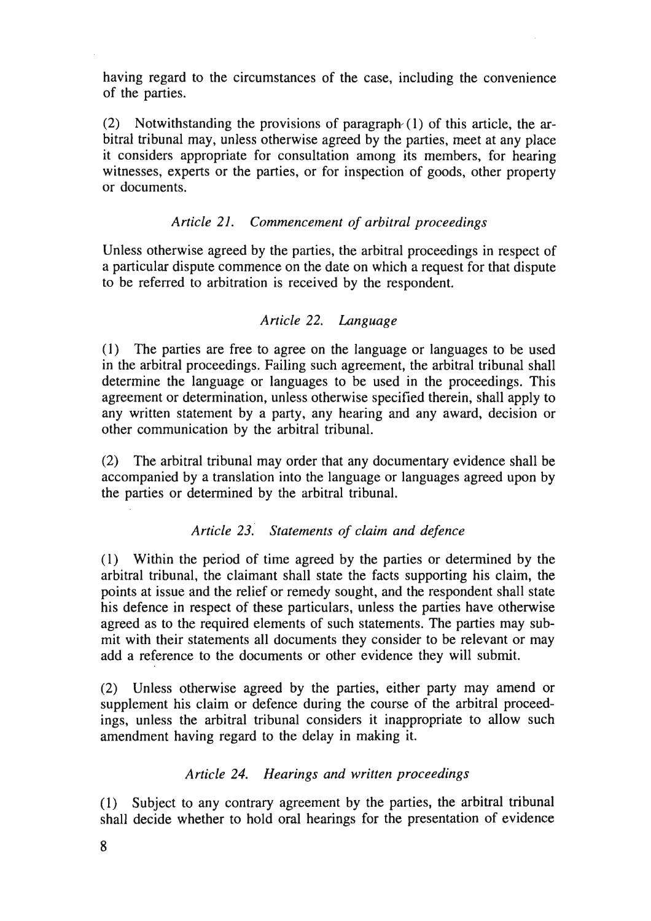having regard to the circumstances of the case, including the convenience of the parties.

(2) Notwithstanding the provisions of paragraph (1) of this article, the arbitral tribunal may, unless otherwise agreed by the parties, meet at any place it considers appropriate for consultation among its members, for hearing witnesses, experts or the parties, or for inspection of goods, other property or documents.

### *Article 21. Commencement of arbitral proceedings*

Unless otherwise agreed by the parties, the arbitral proceedings in respect of a particular dispute commence on the date on which a request for that dispute to be referred to arbitration is received by the respondent.

### *Article 22. Language*

(1) The parties are free to agree on the language or languages to be used in the arbitral proceedings. Failing such agreement, the arbitral tribunal shall determine the language or languages to be used in the proceedings. This agreement or determination, unless otherwise specified therein, shall apply to any written statement by a party, any hearing and any award, decision or other communication by the arbitral tribunal.

(2) The arbitral tribunal may order that any documentary evidence shall be accompanied by a translation into the language or languages agreed upon by the parties or determined by the arbitral tribunal.

### *Article 23. Statements of claim and defence*

(1) Within the period of time agreed by the parties or determined by the arbitral tribunal, the claimant shall state the facts supporting his claim, the points at issue and the relief or remedy sought, and the respondent shall state his defence in respect of these particulars, unless the parties have otherwise agreed as to the required elements of such statements. The parties may submit with their statements all documents they consider to be relevant or may add a reference to the documents or other evidence they will submit.

(2) Unless otherwise agreed by the parties, either party may amend or supplement his claim or defence during the course of the arbitral proceedings, unless the arbitral tribunal considers it inappropriate to allow such amendment having regard to the delay in making it.

### *Article 24. Hearings and written proceedings*

(1) Subject to any contrary agreement by the parties, the arbitral tribunal shall decide whether to hold oral hearings for the presentation of evidence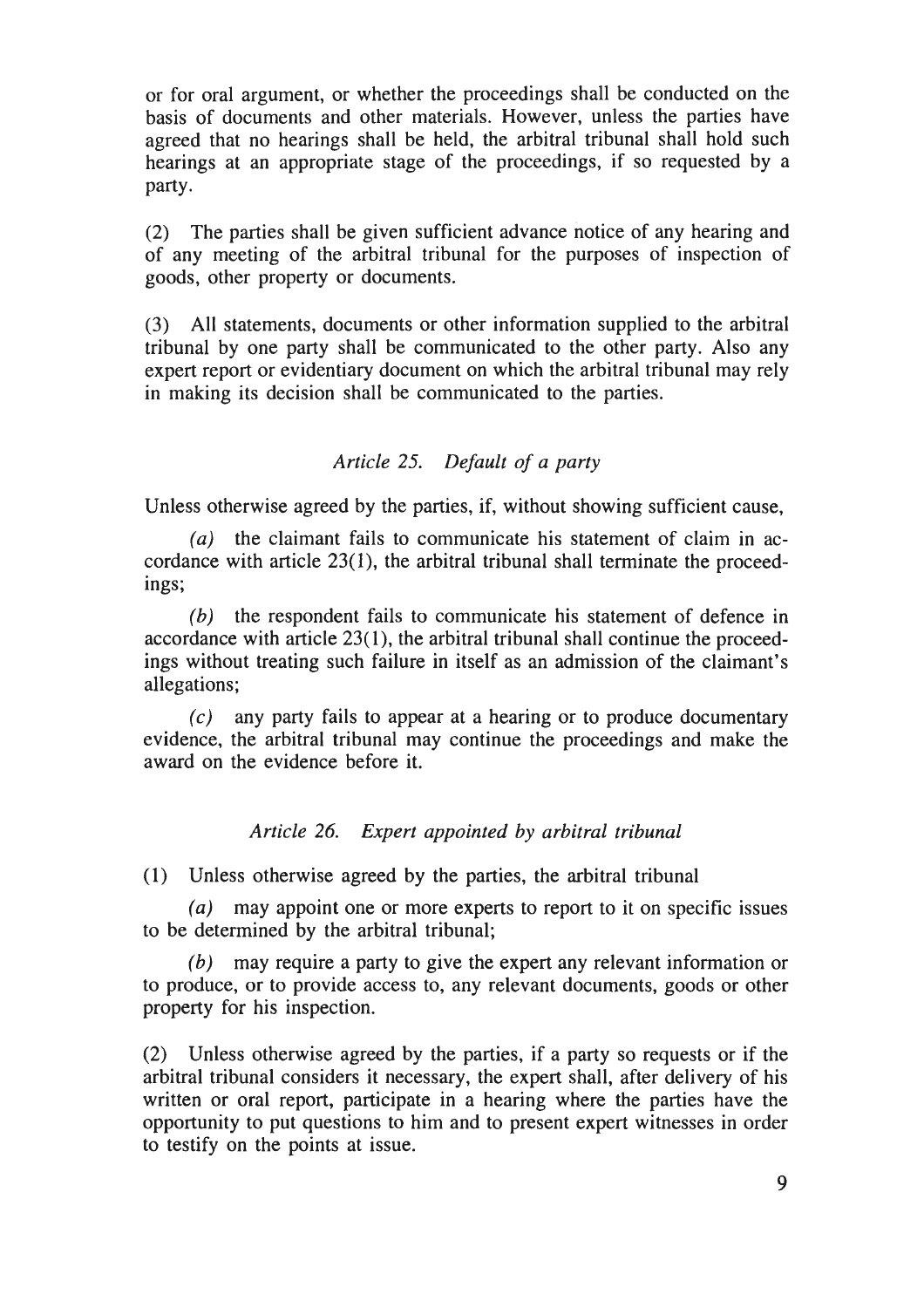or for oral argument, or whether the proceedings shall be conducted on the basis of documents and other materials. However, unless the parties have agreed that no hearings shall be held, the arbitral tribunal shall hold such hearings at an appropriate stage of the proceedings, if so requested by a party.

(2) The parties shall be given sufficient advance notice of any hearing and of any meeting of the arbitral tribunal for the purposes of inspection of goods, other property or documents.

(3) All statements, documents or other information supplied to the arbitral tribunal by one party shall be communicated to the other party. Also any expert report or evidentiary document on which the arbitral tribunal may rely in making its decision shall be communicated to the parties.

### *Article 25. Default of a party*

Unless otherwise agreed by the parties, if, without showing sufficient cause,

*(a)* the claimant fails to communicate his statement of claim in accordance with article 23(1), the arbitral tribunal shall terminate the proceedings;

*(b)* the respondent fails to communicate his statement of defence in accordance with article 23(1), the arbitral tribunal shall continue the proceedings without treating such failure in itself as an admission of the claimant's allegations;

*(c)* any party fails to appear at a hearing or to produce documentary evidence, the arbitral tribunal may continue the proceedings and make the award on the evidence before it.

### *Article 26. Expert appointed by arbitral tribunal*

(1) Unless otherwise agreed by the parties, the arbitral tribunal

*(a)* may appoint one or more experts to report to it on specific issues to be determined by the arbitral tribunal;

*(b)* may require a party to give the expert any relevant information or to produce, or to provide access to, any relevant documents, goods or other property for his inspection.

(2) Unless otherwise agreed by the parties, if a party so requests or if the arbitral tribunal considers it necessary, the expert shall, after delivery of his written or oral report, participate in a hearing where the parties have the opportunity to put questions to him and to present expert witnesses in order to testify on the points at issue.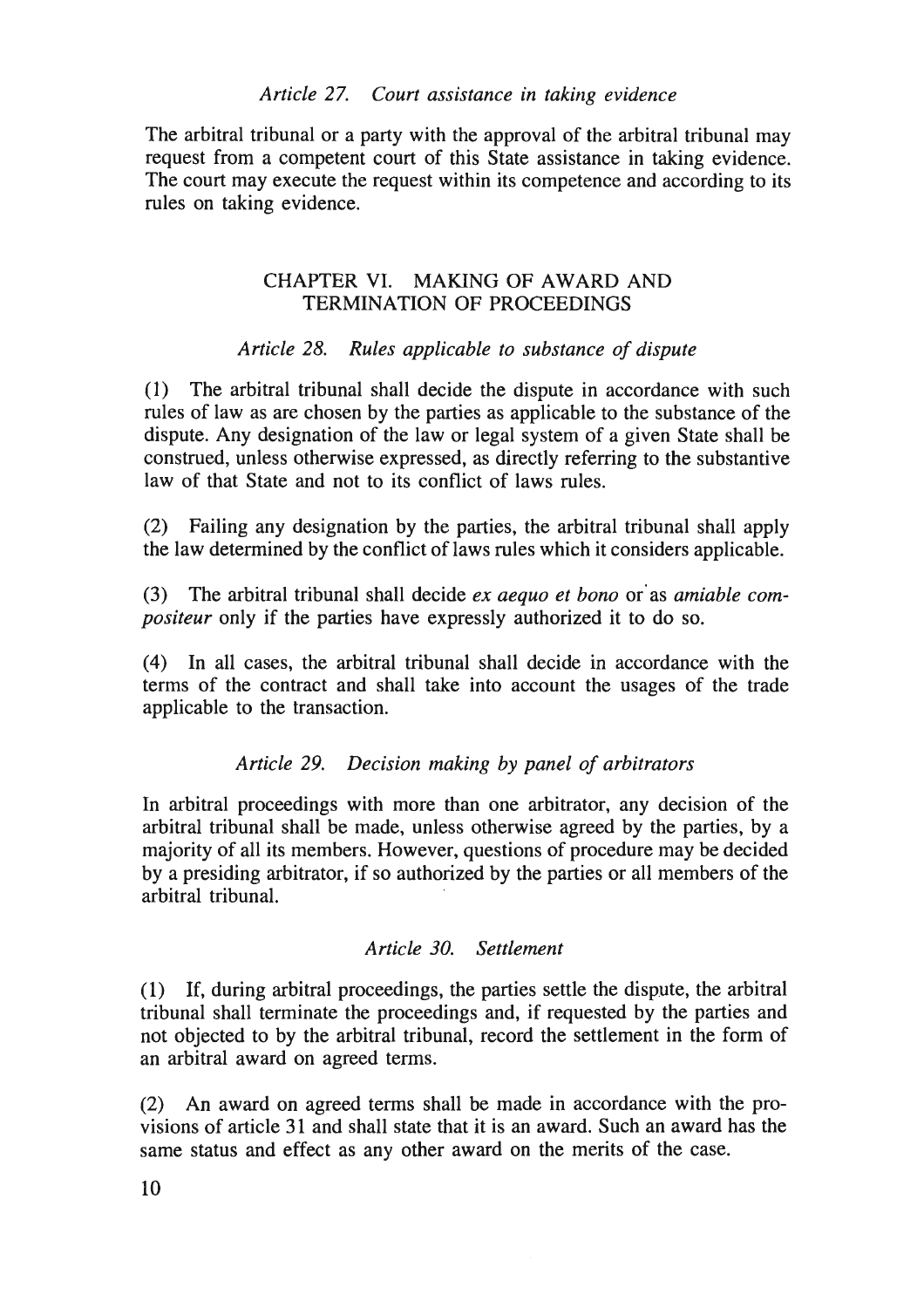### *Article 27. Court assistance in taking evidence*

The arbitral tribunal or a party with the approval of the arbitral tribunal may request from a competent court of this State assistance in taking evidence. The court may execute the request within its competence and according to its rules on taking evidence.

## CHAPTER VI. MAKING OF AWARD AND TERMINATION OF PROCEEDINGS

### *Article 28. Rules applicable to substance of dispute*

(1) The arbitral tribunal shall decide the dispute in accordance with such rules of law as are chosen by the parties as applicable to the substance of the dispute. Any designation of the law or legal system of a given State shall be construed, unless otherwise expressed, as directly referring to the substantive law of that State and not to its conflict of laws rules.

(2) Failing any designation by the parties, the arbitral tribunal shall apply the law determined by the conflict of laws rules which it considers applicable.

(3) The arbitral tribunal shall decide *ex aequo et bono* or as *amiable compositeur* only if the parties have expressly authorized it to do so.

(4) In all cases, the arbitral tribunal shall decide in accordance with the terms of the contract and shall take into account the usages of the trade applicable to the transaction.

### *Article 29. Decision making by panel of arbitrators*

In arbitral proceedings with more than one arbitrator, any decision of the arbitral tribunal shall be made, unless otherwise agreed by the parties, by a majority of all its members. However, questions of procedure may be decided by a presiding arbitrator, if so authorized by the parties or all members of the arbitral tribunal.

### *Article 30. Settlement*

(1) If, during arbitral proceedings, the parties settle the dispute, the arbitral tribunal shall terminate the proceedings and, if requested by the parties and not objected to by the arbitral tribunal, record the settlement in the form of an arbitral award on agreed terms.

(2) An award on agreed terms shall be made in accordance with the provisions of article 31 and shall state that it is an award. Such an award has the same status and effect as any other award on the merits of the case.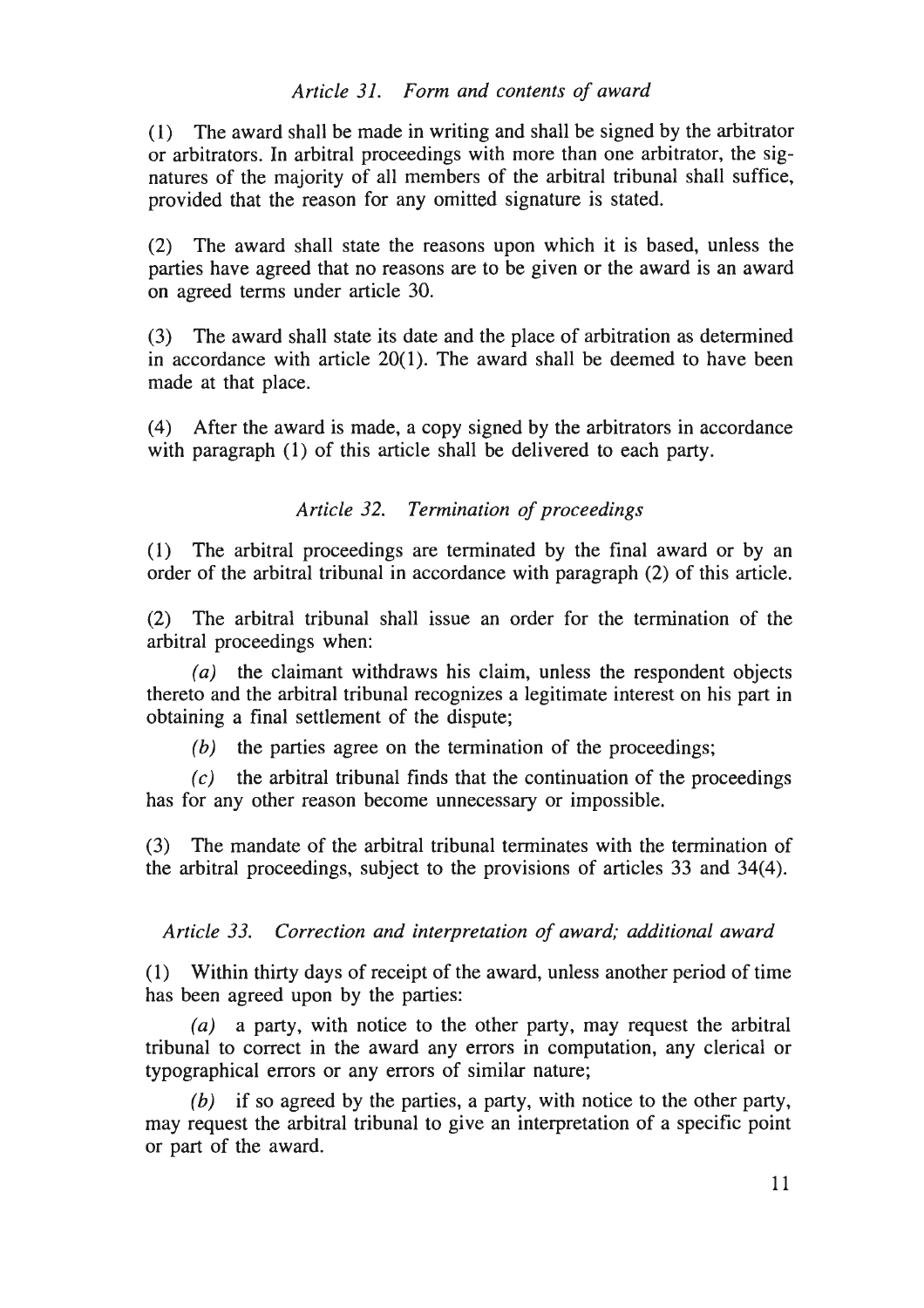### *Article 31. Form and contents of award*

(1) The award shall be made in writing and shall be signed by the arbitrator or arbitrators. In arbitral proceedings with more than one arbitrator, the signatures of the majority of all members of the arbitral tribunal shall suffice, provided that the reason for any omitted signature is stated.

(2) The award shall state the reasons upon which it is based, unless the parties have agreed that no reasons are to be given or the award is an award on agreed terms under article 30.

(3) The award shall state its date and the place of arbitration as determined in accordance with article 20(1). The award shall be deemed to have been made at that place.

(4) After the award is made, a copy signed by the arbitrators in accordance with paragraph (1) of this article shall be delivered to each party.

### *Article 32. Termination of proceedings*

(1) The arbitral proceedings are terminated by the final award or by an order of the arbitral tribunal in accordance with paragraph (2) of this article.

(2) The arbitral tribunal shall issue an order for the termination of the arbitral proceedings when:

*(a)* the claimant withdraws his claim, unless the respondent objects thereto and the arbitral tribunal recognizes a legitimate interest on his part in obtaining a final settlement of the dispute;

*(b)* the parties agree on the termination of the proceedings;

*(c)* the arbitral tribunal finds that the continuation of the proceedings has for any other reason become unnecessary or impossible.

(3) The mandate of the arbitral tribunal terminates with the termination of the arbitral proceedings, subject to the provisions of articles 33 and 34(4).

### *Article 33. Correction and interpretation of award; additional award*

(1) Within thirty days of receipt of the award, unless another period of time has been agreed upon by the parties:

*(a)* a party, with notice to the other party, may request the arbitral tribunal to correct in the award any errors in computation, any clerical or typographical errors or any errors of similar nature;

*(b)* if so agreed by the parties, a party, with notice to the other party, may request the arbitral tribunal to give an interpretation of a specific point or part of the award.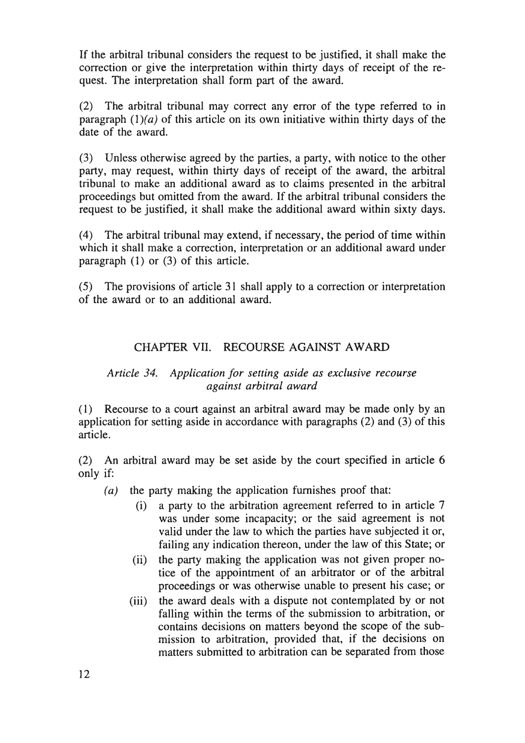If the arbitral tribunal considers the request to be justified, it shall make the correction or give the interpretation within thirty days of receipt of the request. The interpretation shall form part of the award.

(2) The arbitral tribunal may correct any error of the type referred to in paragraph (1)*(a)* of this article on its own initiative within thirty days of the date of the award.

(3) Unless otherwise agreed by the parties, a party, with notice to the other party, may request, within thirty days of receipt of the award, the arbitral tribunal to make an additional award as to claims presented in the arbitral proceedings but omitted from the award. If the arbitral tribunal considers the request to be justified, it shall make the additional award within sixty days.

(4) The arbitral tribunal may extend, if necessary, the period of time within which it shall make a correction, interpretation or an additional award under paragraph (1) or (3) of this article.

(5) The provisions of article 31 shall apply to a correction or interpretation of the award or to an additional award.

## CHAPTER VII. RECOURSE AGAINST AWARD

### *Article 34. Application for setting aside as exclusive recourse against arbitral award*

(1) Recourse to a court against an arbitral award may be made only by an application for setting aside in accordance with paragraphs (2) and (3) of this article.

(2) An arbitral award may be set aside by the court specified in article 6 only if:

- *(a)* the party making the application furnishes proof that:
    - (i) a party to the arbitration agreement referred to in article 7 was under some incapacity; or the said agreement is not valid under the law to which the parties have subjected it or, failing any indication thereon, under the law of this State; or
    - (ii) the party making the application was not given proper notice of the appointment of an arbitrator or of the arbitral proceedings or was otherwise unable to present his case; or
    - (iii) the award deals with a dispute not contemplated by or not falling within the terms of the submission to arbitration, or contains decisions on matters beyond the scope of the submission to arbitration, provided that, if the decisions on matters submitted to arbitration can be separated from those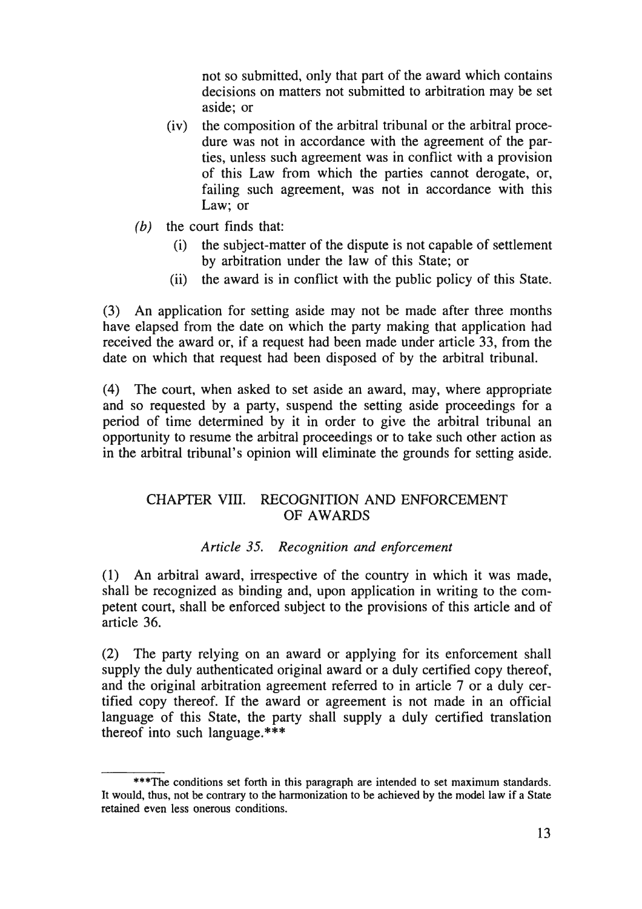not so submitted, only that part of the award which contains decisions on matters not submitted to arbitration may be set aside; or

(iv) the composition of the arbitral tribunal or the arbitral procedure was not in accordance with the agreement of the parties, unless such agreement was in conflict with a provision of this Law from which the parties cannot derogate, or, failing such agreement, was not in accordance with this Law; or

*(b)* the court finds that:

(i) the subject-matter of the dispute is not capable of settlement by arbitration under the law of this State; or

(ii) the award is in conflict with the public policy of this State.

(3) An application for setting aside may not be made after three months have elapsed from the date on which the party making that application had received the award or, if a request had been made under article 33, from the date on which that request had been disposed of by the arbitral tribunal.

(4) The court, when asked to set aside an award, may, where appropriate and so requested by a party, suspend the setting aside proceedings for a period of time determined by it in order to give the arbitral tribunal an opportunity to resume the arbitral proceedings or to take such other action as in the arbitral tribunal's opinion will eliminate the grounds for setting aside.

## CHAPTER VIII. RECOGNITION AND ENFORCEMENT OF AWARDS

### *Article 35. Recognition and enforcement*

(1) An arbitral award, irrespective of the country in which it was made, shall be recognized as binding and, upon application in writing to the competent court, shall be enforced subject to the provisions of this article and of article 36.

(2) The party relying on an award or applying for its enforcement shall supply the duly authenticated original award or a duly certified copy thereof, and the original arbitration agreement referred to in article 7 or a duly certified copy thereof. If the award or agreement is not made in an official language of this State, the party shall supply a duly certified translation thereof into such language.***

***The conditions set forth in this paragraph are intended to set maximum standards. It would, thus, not be contrary to the harmonization to be achieved by the model law if a State retained even less onerous conditions.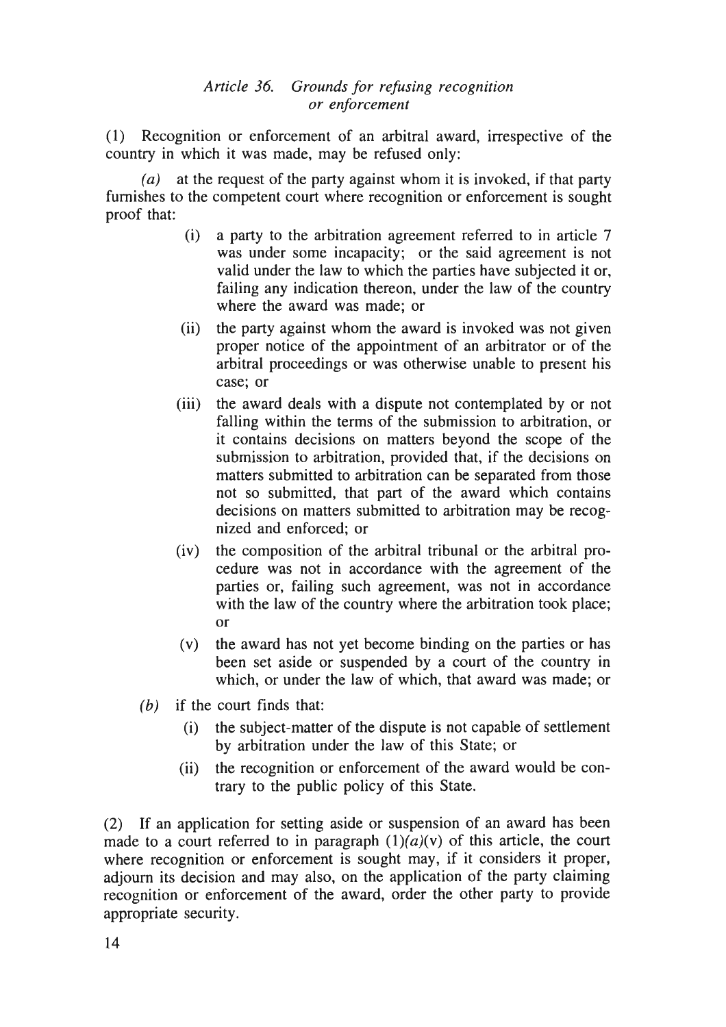### *Article 36. Grounds for refusing recognition or enforcement*

(1) Recognition or enforcement of an arbitral award, irrespective of the country in which it was made, may be refused only:

*(a)* at the request of the party against whom it is invoked, if that party furnishes to the competent court where recognition or enforcement is sought proof that:

- (i) a party to the arbitration agreement referred to in article 7 was under some incapacity; or the said agreement is not valid under the law to which the parties have subjected it or, failing any indication thereon, under the law of the country where the award was made; or
- (ii) the party against whom the award is invoked was not given proper notice of the appointment of an arbitrator or of the arbitral proceedings or was otherwise unable to present his case; or
- (iii) the award deals with a dispute not contemplated by or not falling within the terms of the submission to arbitration, or it contains decisions on matters beyond the scope of the submission to arbitration, provided that, if the decisions on matters submitted to arbitration can be separated from those not so submitted, that part of the award which contains decisions on matters submitted to arbitration may be recognized and enforced; or
- (iv) the composition of the arbitral tribunal or the arbitral procedure was not in accordance with the agreement of the parties or, failing such agreement, was not in accordance with the law of the country where the arbitration took place; or
- (v) the award has not yet become binding on the parties or has been set aside or suspended by a court of the country in which, or under the law of which, that award was made; or

*(b)* if the court finds that:

- (i) the subject-matter of the dispute is not capable of settlement by arbitration under the law of this State; or
- (ii) the recognition or enforcement of the award would be contrary to the public policy of this State.

(2) If an application for setting aside or suspension of an award has been made to a court referred to in paragraph (1)*(a)*(v) of this article, the court where recognition or enforcement is sought may, if it considers it proper, adjourn its decision and may also, on the application of the party claiming recognition or enforcement of the award, order the other party to provide appropriate security.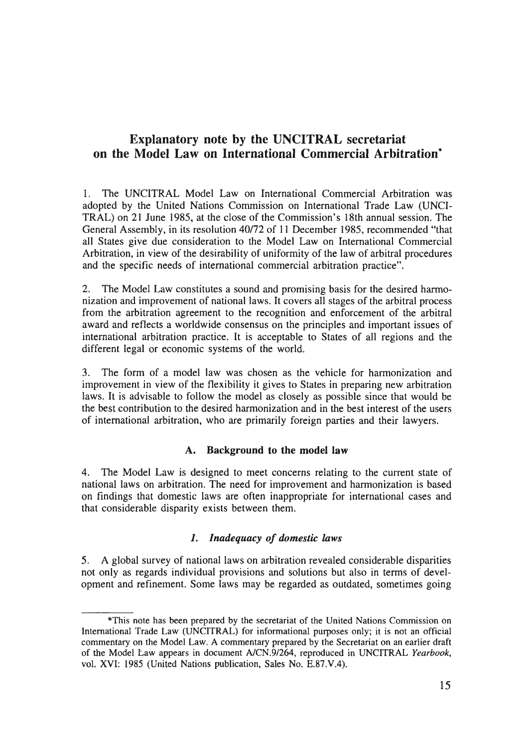## Explanatory note by the UNCITRAL secretariat on the Model Law on International Commercial Arbitration*

1. The UNCITRAL Model Law on International Commercial Arbitration was adopted by the United Nations Commission on International Trade Law (UNCITRAL) on 21 June 1985, at the close of the Commission's 18th annual session. The General Assembly, in its resolution 40/72 of 11 December 1985, recommended "that all States give due consideration to the Model Law on International Commercial Arbitration, in view of the desirability of uniformity of the law of arbitral procedures and the specific needs of international commercial arbitration practice".

2. The Model Law constitutes a sound and promising basis for the desired harmonization and improvement of national laws. It covers all stages of the arbitral process from the arbitration agreement to the recognition and enforcement of the arbitral award and reflects a worldwide consensus on the principles and important issues of international arbitration practice. It is acceptable to States of all regions and the different legal or economic systems of the world.

3. The form of a model law was chosen as the vehicle for harmonization and improvement in view of the flexibility it gives to States in preparing new arbitration laws. It is advisable to follow the model as closely as possible since that would be the best contribution to the desired harmonization and in the best interest of the users of international arbitration, who are primarily foreign parties and their lawyers.

### A. Background to the model law

4. The Model Law is designed to meet concerns relating to the current state of national laws on arbitration. The need for improvement and harmonization is based on findings that domestic laws are often inappropriate for international cases and that considerable disparity exists between them.

#### *1. Inadequacy of domestic laws*

5. A global survey of national laws on arbitration revealed considerable disparities not only as regards individual provisions and solutions but also in terms of development and refinement. Some laws may be regarded as outdated, sometimes going

---

*This note has been prepared by the secretariat of the United Nations Commission on International Trade Law (UNCITRAL) for informational purposes only; it is not an official commentary on the Model Law. A commentary prepared by the Secretariat on an earlier draft of the Model Law appears in document A/CN.9/264, reproduced in UNCITRAL *Yearbook*, vol. XVI: 1985 (United Nations publication, Sales No. E.87.V.4).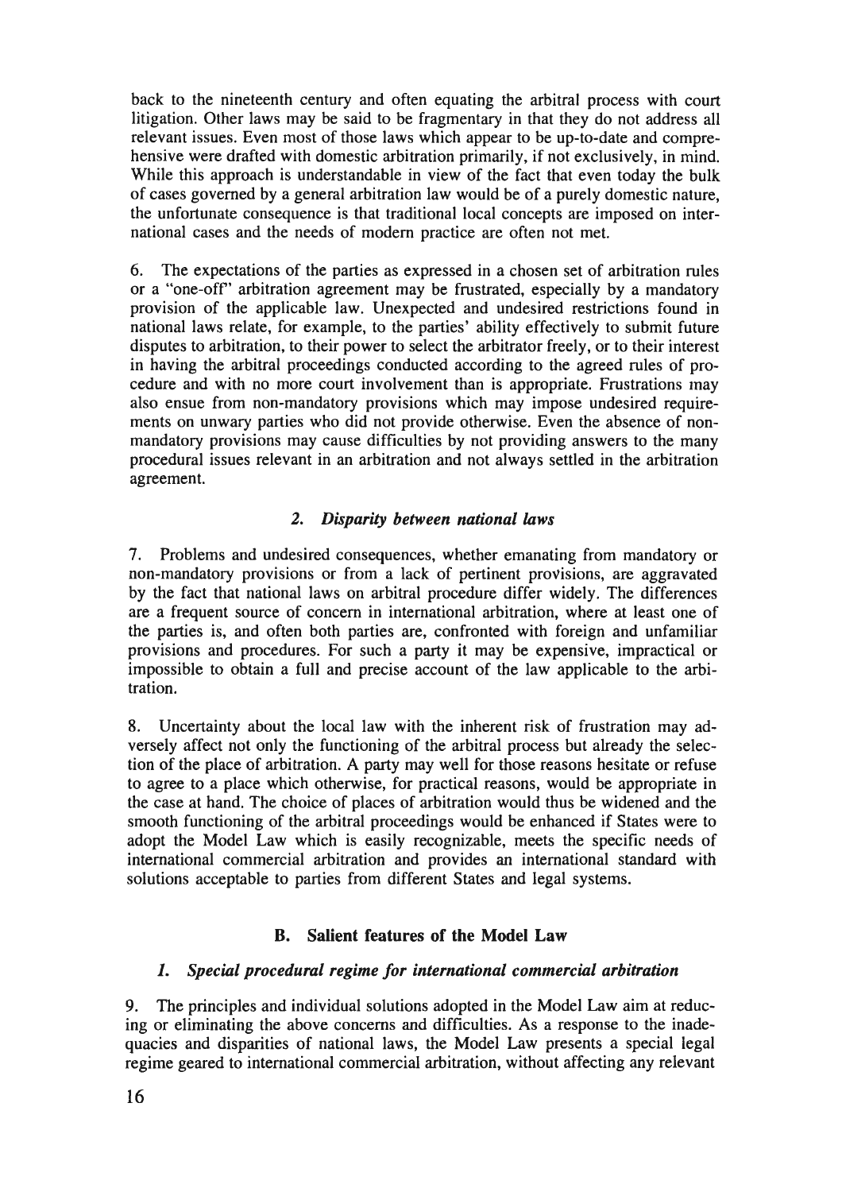back to the nineteenth century and often equating the arbitral process with court litigation. Other laws may be said to be fragmentary in that they do not address all relevant issues. Even most of those laws which appear to be up-to-date and comprehensive were drafted with domestic arbitration primarily, if not exclusively, in mind. While this approach is understandable in view of the fact that even today the bulk of cases governed by a general arbitration law would be of a purely domestic nature, the unfortunate consequence is that traditional local concepts are imposed on international cases and the needs of modern practice are often not met.

6. The expectations of the parties as expressed in a chosen set of arbitration rules or a "one-off" arbitration agreement may be frustrated, especially by a mandatory provision of the applicable law. Unexpected and undesired restrictions found in national laws relate, for example, to the parties' ability effectively to submit future disputes to arbitration, to their power to select the arbitrator freely, or to their interest in having the arbitral proceedings conducted according to the agreed rules of procedure and with no more court involvement than is appropriate. Frustrations may also ensue from non-mandatory provisions which may impose undesired requirements on unwary parties who did not provide otherwise. Even the absence of non-mandatory provisions may cause difficulties by not providing answers to the many procedural issues relevant in an arbitration and not always settled in the arbitration agreement.

### 2. *Disparity between national laws*

7. Problems and undesired consequences, whether emanating from mandatory or non-mandatory provisions or from a lack of pertinent provisions, are aggravated by the fact that national laws on arbitral procedure differ widely. The differences are a frequent source of concern in international arbitration, where at least one of the parties is, and often both parties are, confronted with foreign and unfamiliar provisions and procedures. For such a party it may be expensive, impractical or impossible to obtain a full and precise account of the law applicable to the arbitration.

8. Uncertainty about the local law with the inherent risk of frustration may adversely affect not only the functioning of the arbitral process but already the selection of the place of arbitration. A party may well for those reasons hesitate or refuse to agree to a place which otherwise, for practical reasons, would be appropriate in the case at hand. The choice of places of arbitration would thus be widened and the smooth functioning of the arbitral proceedings would be enhanced if States were to adopt the Model Law which is easily recognizable, meets the specific needs of international commercial arbitration and provides an international standard with solutions acceptable to parties from different States and legal systems.

## B. Salient features of the Model Law

### 1. *Special procedural regime for international commercial arbitration*

9. The principles and individual solutions adopted in the Model Law aim at reducing or eliminating the above concerns and difficulties. As a response to the inadequacies and disparities of national laws, the Model Law presents a special legal regime geared to international commercial arbitration, without affecting any relevant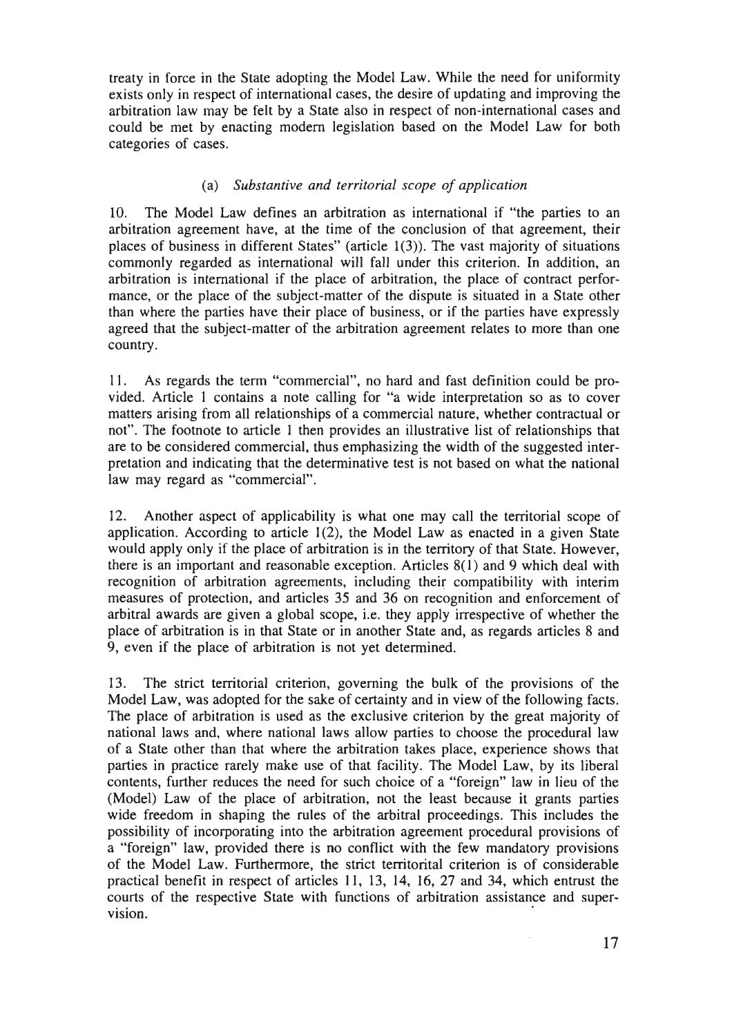treaty in force in the State adopting the Model Law. While the need for uniformity exists only in respect of international cases, the desire of updating and improving the arbitration law may be felt by a State also in respect of non-international cases and could be met by enacting modern legislation based on the Model Law for both categories of cases.

### (a) *Substantive and territorial scope of application*

10. The Model Law defines an arbitration as international if "the parties to an arbitration agreement have, at the time of the conclusion of that agreement, their places of business in different States" (article 1(3)). The vast majority of situations commonly regarded as international will fall under this criterion. In addition, an arbitration is international if the place of arbitration, the place of contract performance, or the place of the subject-matter of the dispute is situated in a State other than where the parties have their place of business, or if the parties have expressly agreed that the subject-matter of the arbitration agreement relates to more than one country.

11. As regards the term "commercial", no hard and fast definition could be provided. Article 1 contains a note calling for "a wide interpretation so as to cover matters arising from all relationships of a commercial nature, whether contractual or not". The footnote to article 1 then provides an illustrative list of relationships that are to be considered commercial, thus emphasizing the width of the suggested interpretation and indicating that the determinative test is not based on what the national law may regard as "commercial".

12. Another aspect of applicability is what one may call the territorial scope of application. According to article 1(2), the Model Law as enacted in a given State would apply only if the place of arbitration is in the territory of that State. However, there is an important and reasonable exception. Articles 8(1) and 9 which deal with recognition of arbitration agreements, including their compatibility with interim measures of protection, and articles 35 and 36 on recognition and enforcement of arbitral awards are given a global scope, i.e. they apply irrespective of whether the place of arbitration is in that State or in another State and, as regards articles 8 and 9, even if the place of arbitration is not yet determined.

13. The strict territorial criterion, governing the bulk of the provisions of the Model Law, was adopted for the sake of certainty and in view of the following facts. The place of arbitration is used as the exclusive criterion by the great majority of national laws and, where national laws allow parties to choose the procedural law of a State other than that where the arbitration takes place, experience shows that parties in practice rarely make use of that facility. The Model Law, by its liberal contents, further reduces the need for such choice of a "foreign" law in lieu of the (Model) Law of the place of arbitration, not the least because it grants parties wide freedom in shaping the rules of the arbitral proceedings. This includes the possibility of incorporating into the arbitration agreement procedural provisions of a "foreign" law, provided there is no conflict with the few mandatory provisions of the Model Law. Furthermore, the strict territorial criterion is of considerable practical benefit in respect of articles 11, 13, 14, 16, 27 and 34, which entrust the courts of the respective State with functions of arbitration assistance and supervision.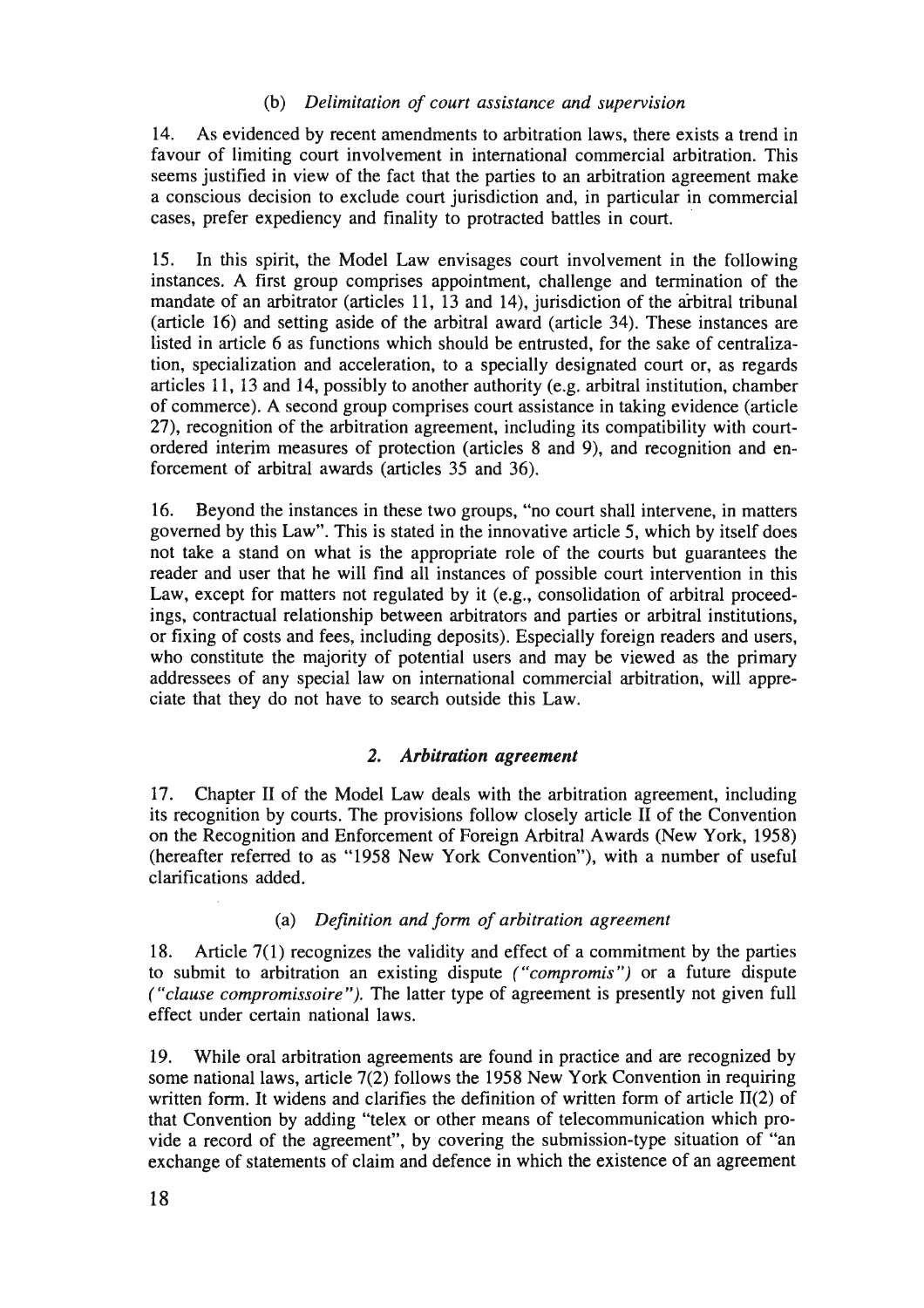### (b) *Delimitation of court assistance and supervision*

14. As evidenced by recent amendments to arbitration laws, there exists a trend in favour of limiting court involvement in international commercial arbitration. This seems justified in view of the fact that the parties to an arbitration agreement make a conscious decision to exclude court jurisdiction and, in particular in commercial cases, prefer expediency and finality to protracted battles in court.

15. In this spirit, the Model Law envisages court involvement in the following instances. A first group comprises appointment, challenge and termination of the mandate of an arbitrator (articles 11, 13 and 14), jurisdiction of the arbitral tribunal (article 16) and setting aside of the arbitral award (article 34). These instances are listed in article 6 as functions which should be entrusted, for the sake of centralization, specialization and acceleration, to a specially designated court or, as regards articles 11, 13 and 14, possibly to another authority (e.g. arbitral institution, chamber of commerce). A second group comprises court assistance in taking evidence (article 27), recognition of the arbitration agreement, including its compatibility with court-ordered interim measures of protection (articles 8 and 9), and recognition and enforcement of arbitral awards (articles 35 and 36).

16. Beyond the instances in these two groups, "no court shall intervene, in matters governed by this Law". This is stated in the innovative article 5, which by itself does not take a stand on what is the appropriate role of the courts but guarantees the reader and user that he will find all instances of possible court intervention in this Law, except for matters not regulated by it (e.g., consolidation of arbitral proceedings, contractual relationship between arbitrators and parties or arbitral institutions, or fixing of costs and fees, including deposits). Especially foreign readers and users, who constitute the majority of potential users and may be viewed as the primary addressees of any special law on international commercial arbitration, will appreciate that they do not have to search outside this Law.

## *2. Arbitration agreement*

17. Chapter II of the Model Law deals with the arbitration agreement, including its recognition by courts. The provisions follow closely article II of the Convention on the Recognition and Enforcement of Foreign Arbitral Awards (New York, 1958) (hereafter referred to as "1958 New York Convention"), with a number of useful clarifications added.

### (a) *Definition and form of arbitration agreement*

18. Article 7(1) recognizes the validity and effect of a commitment by the parties to submit to arbitration an existing dispute *("compromis")* or a future dispute *("clause compromissoire")*. The latter type of agreement is presently not given full effect under certain national laws.

19. While oral arbitration agreements are found in practice and are recognized by some national laws, article 7(2) follows the 1958 New York Convention in requiring written form. It widens and clarifies the definition of written form of article II(2) of that Convention by adding "telex or other means of telecommunication which provide a record of the agreement", by covering the submission-type situation of "an exchange of statements of claim and defence in which the existence of an agreement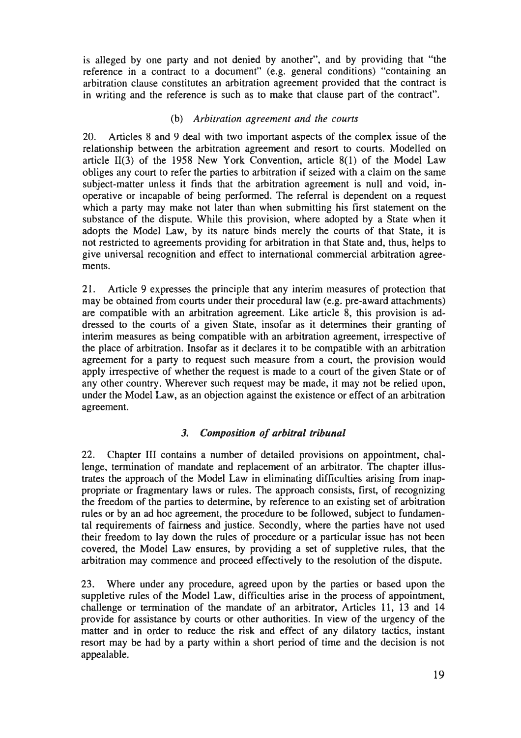is alleged by one party and not denied by another", and by providing that "the reference in a contract to a document" (e.g. general conditions) "containing an arbitration clause constitutes an arbitration agreement provided that the contract is in writing and the reference is such as to make that clause part of the contract".

### (b) *Arbitration agreement and the courts*

20. Articles 8 and 9 deal with two important aspects of the complex issue of the relationship between the arbitration agreement and resort to courts. Modelled on article II(3) of the 1958 New York Convention, article 8(1) of the Model Law obliges any court to refer the parties to arbitration if seized with a claim on the same subject-matter unless it finds that the arbitration agreement is null and void, inoperative or incapable of being performed. The referral is dependent on a request which a party may make not later than when submitting his first statement on the substance of the dispute. While this provision, where adopted by a State when it adopts the Model Law, by its nature binds merely the courts of that State, it is not restricted to agreements providing for arbitration in that State and, thus, helps to give universal recognition and effect to international commercial arbitration agreements.

21. Article 9 expresses the principle that any interim measures of protection that may be obtained from courts under their procedural law (e.g. pre-award attachments) are compatible with an arbitration agreement. Like article 8, this provision is addressed to the courts of a given State, insofar as it determines their granting of interim measures as being compatible with an arbitration agreement, irrespective of the place of arbitration. Insofar as it declares it to be compatible with an arbitration agreement for a party to request such measure from a court, the provision would apply irrespective of whether the request is made to a court of the given State or of any other country. Wherever such request may be made, it may not be relied upon, under the Model Law, as an objection against the existence or effect of an arbitration agreement.

### *3. Composition of arbitral tribunal*

22. Chapter III contains a number of detailed provisions on appointment, challenge, termination of mandate and replacement of an arbitrator. The chapter illustrates the approach of the Model Law in eliminating difficulties arising from inappropriate or fragmentary laws or rules. The approach consists, first, of recognizing the freedom of the parties to determine, by reference to an existing set of arbitration rules or by an ad hoc agreement, the procedure to be followed, subject to fundamental requirements of fairness and justice. Secondly, where the parties have not used their freedom to lay down the rules of procedure or a particular issue has not been covered, the Model Law ensures, by providing a set of suppletive rules, that the arbitration may commence and proceed effectively to the resolution of the dispute.

23. Where under any procedure, agreed upon by the parties or based upon the suppletive rules of the Model Law, difficulties arise in the process of appointment, challenge or termination of the mandate of an arbitrator, Articles 11, 13 and 14 provide for assistance by courts or other authorities. In view of the urgency of the matter and in order to reduce the risk and effect of any dilatory tactics, instant resort may be had by a party within a short period of time and the decision is not appealable.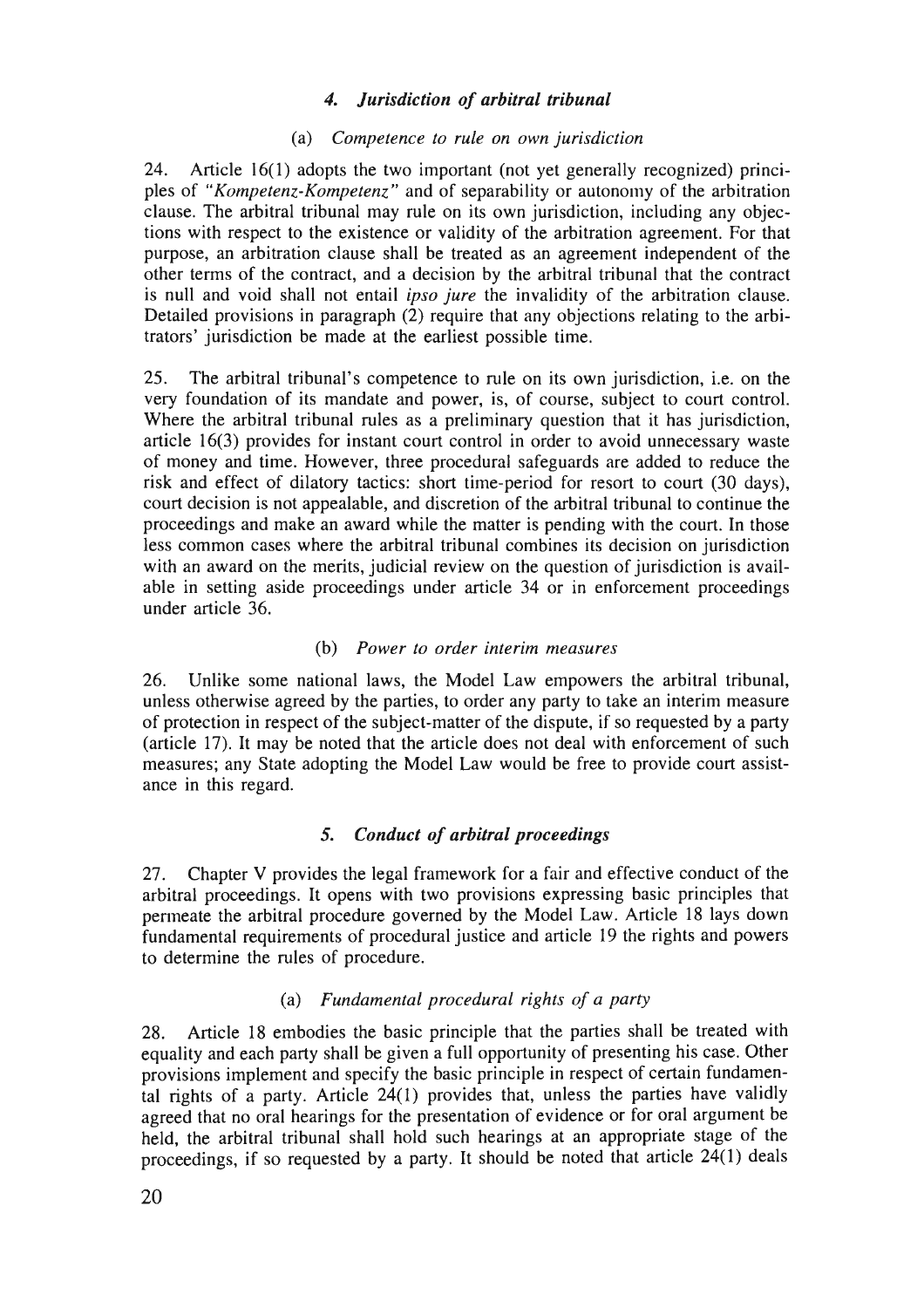### *4. Jurisdiction of arbitral tribunal*

#### (a) *Competence to rule on own jurisdiction*

24. Article 16(1) adopts the two important (not yet generally recognized) principles of *"Kompetenz-Kompetenz"* and of separability or autonomy of the arbitration clause. The arbitral tribunal may rule on its own jurisdiction, including any objections with respect to the existence or validity of the arbitration agreement. For that purpose, an arbitration clause shall be treated as an agreement independent of the other terms of the contract, and a decision by the arbitral tribunal that the contract is null and void shall not entail *ipso jure* the invalidity of the arbitration clause. Detailed provisions in paragraph (2) require that any objections relating to the arbitrators' jurisdiction be made at the earliest possible time.

25. The arbitral tribunal's competence to rule on its own jurisdiction, i.e. on the very foundation of its mandate and power, is, of course, subject to court control. Where the arbitral tribunal rules as a preliminary question that it has jurisdiction, article 16(3) provides for instant court control in order to avoid unnecessary waste of money and time. However, three procedural safeguards are added to reduce the risk and effect of dilatory tactics: short time-period for resort to court (30 days), court decision is not appealable, and discretion of the arbitral tribunal to continue the proceedings and make an award while the matter is pending with the court. In those less common cases where the arbitral tribunal combines its decision on jurisdiction with an award on the merits, judicial review on the question of jurisdiction is available in setting aside proceedings under article 34 or in enforcement proceedings under article 36.

#### (b) *Power to order interim measures*

26. Unlike some national laws, the Model Law empowers the arbitral tribunal, unless otherwise agreed by the parties, to order any party to take an interim measure of protection in respect of the subject-matter of the dispute, if so requested by a party (article 17). It may be noted that the article does not deal with enforcement of such measures; any State adopting the Model Law would be free to provide court assistance in this regard.

### *5. Conduct of arbitral proceedings*

27. Chapter V provides the legal framework for a fair and effective conduct of the arbitral proceedings. It opens with two provisions expressing basic principles that permeate the arbitral procedure governed by the Model Law. Article 18 lays down fundamental requirements of procedural justice and article 19 the rights and powers to determine the rules of procedure.

#### (a) *Fundamental procedural rights of a party*

28. Article 18 embodies the basic principle that the parties shall be treated with equality and each party shall be given a full opportunity of presenting his case. Other provisions implement and specify the basic principle in respect of certain fundamental rights of a party. Article 24(1) provides that, unless the parties have validly agreed that no oral hearings for the presentation of evidence or for oral argument be held, the arbitral tribunal shall hold such hearings at an appropriate stage of the proceedings, if so requested by a party. It should be noted that article 24(1) deals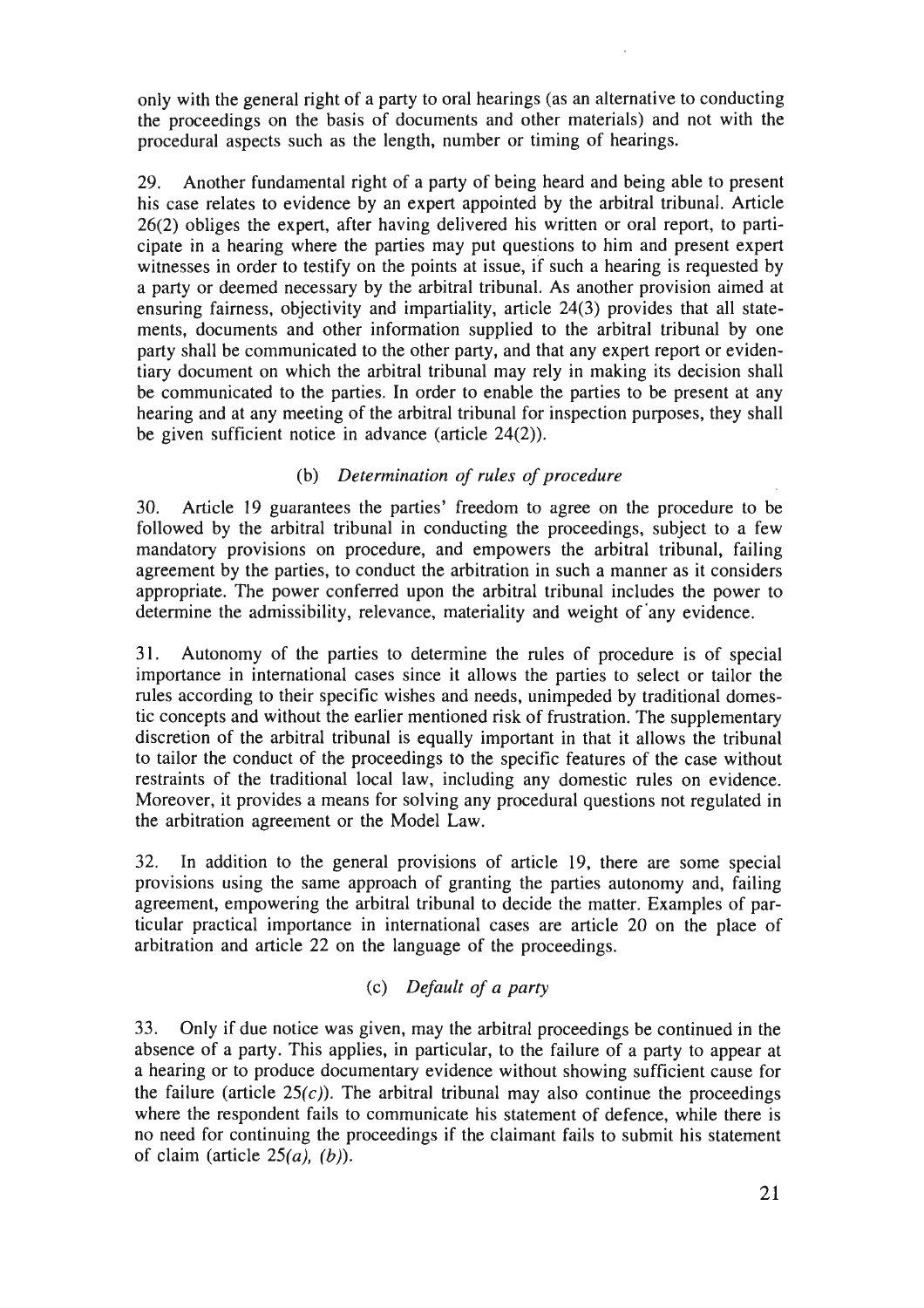only with the general right of a party to oral hearings (as an alternative to conducting the proceedings on the basis of documents and other materials) and not with the procedural aspects such as the length, number or timing of hearings.

29. Another fundamental right of a party of being heard and being able to present his case relates to evidence by an expert appointed by the arbitral tribunal. Article 26(2) obliges the expert, after having delivered his written or oral report, to participate in a hearing where the parties may put questions to him and present expert witnesses in order to testify on the points at issue, if such a hearing is requested by a party or deemed necessary by the arbitral tribunal. As another provision aimed at ensuring fairness, objectivity and impartiality, article 24(3) provides that all statements, documents and other information supplied to the arbitral tribunal by one party shall be communicated to the other party, and that any expert report or evidentiary document on which the arbitral tribunal may rely in making its decision shall be communicated to the parties. In order to enable the parties to be present at any hearing and at any meeting of the arbitral tribunal for inspection purposes, they shall be given sufficient notice in advance (article 24(2)).

### (b) *Determination of rules of procedure*

30. Article 19 guarantees the parties' freedom to agree on the procedure to be followed by the arbitral tribunal in conducting the proceedings, subject to a few mandatory provisions on procedure, and empowers the arbitral tribunal, failing agreement by the parties, to conduct the arbitration in such a manner as it considers appropriate. The power conferred upon the arbitral tribunal includes the power to determine the admissibility, relevance, materiality and weight of any evidence.

31. Autonomy of the parties to determine the rules of procedure is of special importance in international cases since it allows the parties to select or tailor the rules according to their specific wishes and needs, unimpeded by traditional domestic concepts and without the earlier mentioned risk of frustration. The supplementary discretion of the arbitral tribunal is equally important in that it allows the tribunal to tailor the conduct of the proceedings to the specific features of the case without restraints of the traditional local law, including any domestic rules on evidence. Moreover, it provides a means for solving any procedural questions not regulated in the arbitration agreement or the Model Law.

32. In addition to the general provisions of article 19, there are some special provisions using the same approach of granting the parties autonomy and, failing agreement, empowering the arbitral tribunal to decide the matter. Examples of particular practical importance in international cases are article 20 on the place of arbitration and article 22 on the language of the proceedings.

### (c) *Default of a party*

33. Only if due notice was given, may the arbitral proceedings be continued in the absence of a party. This applies, in particular, to the failure of a party to appear at a hearing or to produce documentary evidence without showing sufficient cause for the failure (article 25*(c)*). The arbitral tribunal may also continue the proceedings where the respondent fails to communicate his statement of defence, while there is no need for continuing the proceedings if the claimant fails to submit his statement of claim (article 25*(a)*, *(b)*).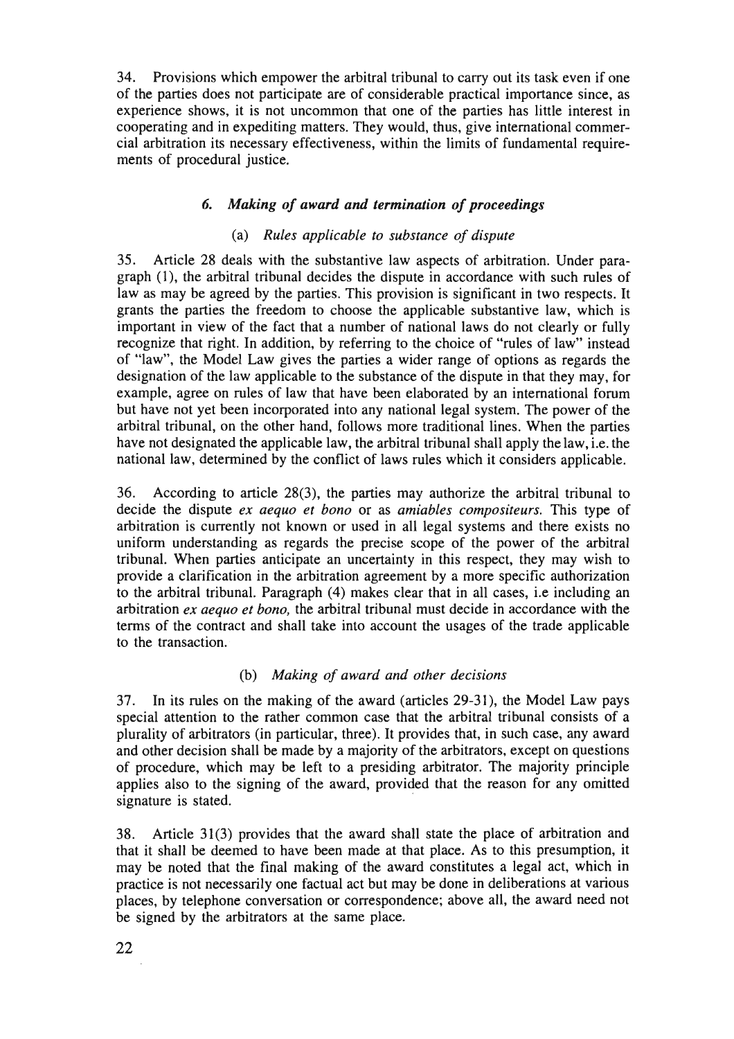34. Provisions which empower the arbitral tribunal to carry out its task even if one of the parties does not participate are of considerable practical importance since, as experience shows, it is not uncommon that one of the parties has little interest in cooperating and in expediting matters. They would, thus, give international commercial arbitration its necessary effectiveness, within the limits of fundamental requirements of procedural justice.

### *6. Making of award and termination of proceedings*

#### (a) *Rules applicable to substance of dispute*

35. Article 28 deals with the substantive law aspects of arbitration. Under paragraph (1), the arbitral tribunal decides the dispute in accordance with such rules of law as may be agreed by the parties. This provision is significant in two respects. It grants the parties the freedom to choose the applicable substantive law, which is important in view of the fact that a number of national laws do not clearly or fully recognize that right. In addition, by referring to the choice of "rules of law" instead of "law", the Model Law gives the parties a wider range of options as regards the designation of the law applicable to the substance of the dispute in that they may, for example, agree on rules of law that have been elaborated by an international forum but have not yet been incorporated into any national legal system. The power of the arbitral tribunal, on the other hand, follows more traditional lines. When the parties have not designated the applicable law, the arbitral tribunal shall apply the law, i.e. the national law, determined by the conflict of laws rules which it considers applicable.

36. According to article 28(3), the parties may authorize the arbitral tribunal to decide the dispute *ex aequo et bono* or as *amiables compositeurs.* This type of arbitration is currently not known or used in all legal systems and there exists no uniform understanding as regards the precise scope of the power of the arbitral tribunal. When parties anticipate an uncertainty in this respect, they may wish to provide a clarification in the arbitration agreement by a more specific authorization to the arbitral tribunal. Paragraph (4) makes clear that in all cases, i.e including an arbitration *ex aequo et bono,* the arbitral tribunal must decide in accordance with the terms of the contract and shall take into account the usages of the trade applicable to the transaction.

#### (b) *Making of award and other decisions*

37. In its rules on the making of the award (articles 29-31), the Model Law pays special attention to the rather common case that the arbitral tribunal consists of a plurality of arbitrators (in particular, three). It provides that, in such case, any award and other decision shall be made by a majority of the arbitrators, except on questions of procedure, which may be left to a presiding arbitrator. The majority principle applies also to the signing of the award, provided that the reason for any omitted signature is stated.

38. Article 31(3) provides that the award shall state the place of arbitration and that it shall be deemed to have been made at that place. As to this presumption, it may be noted that the final making of the award constitutes a legal act, which in practice is not necessarily one factual act but may be done in deliberations at various places, by telephone conversation or correspondence; above all, the award need not be signed by the arbitrators at the same place.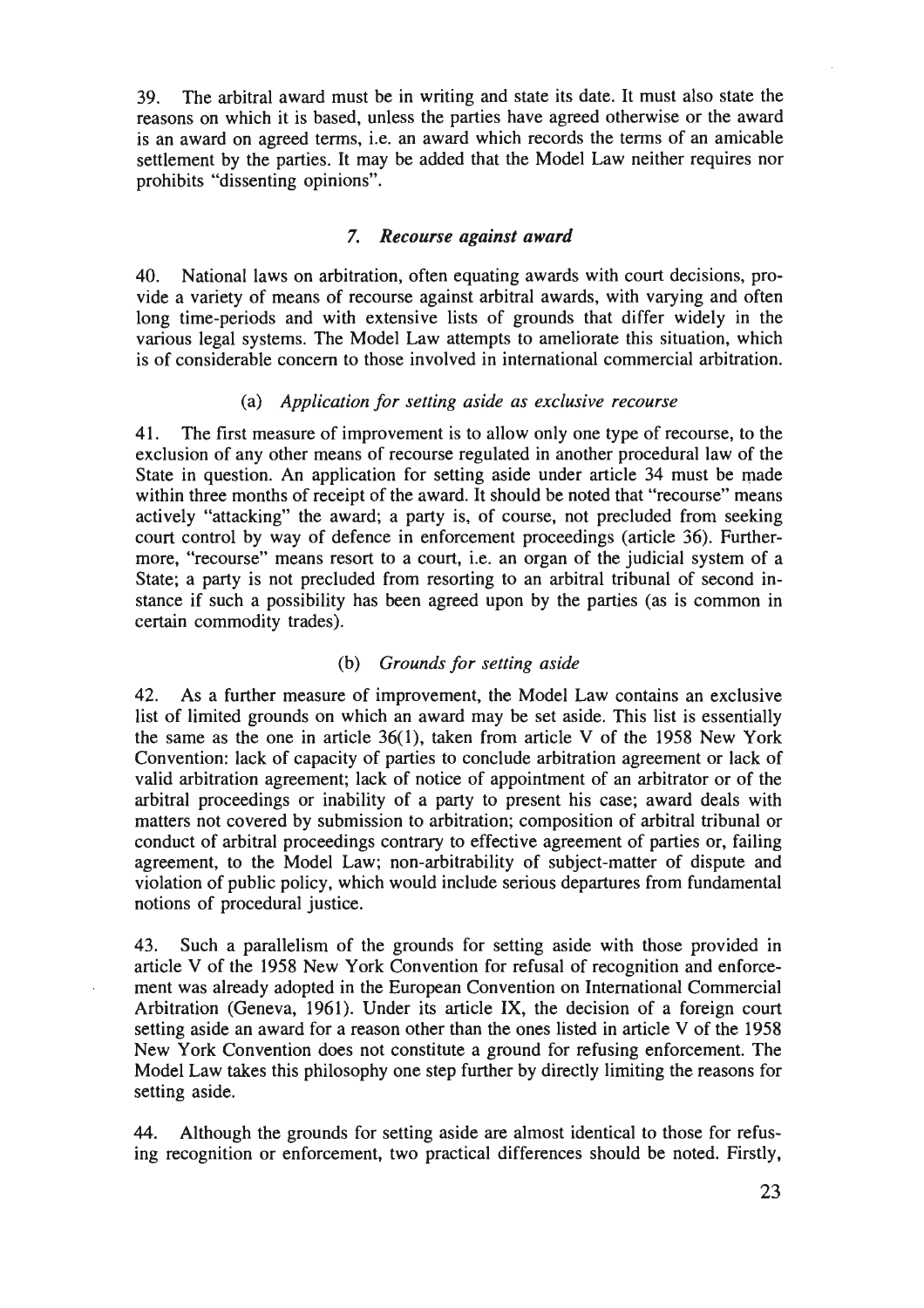39. The arbitral award must be in writing and state its date. It must also state the reasons on which it is based, unless the parties have agreed otherwise or the award is an award on agreed terms, i.e. an award which records the terms of an amicable settlement by the parties. It may be added that the Model Law neither requires nor prohibits "dissenting opinions".

### 7. *Recourse against award*

40. National laws on arbitration, often equating awards with court decisions, provide a variety of means of recourse against arbitral awards, with varying and often long time-periods and with extensive lists of grounds that differ widely in the various legal systems. The Model Law attempts to ameliorate this situation, which is of considerable concern to those involved in international commercial arbitration.

#### (a) *Application for setting aside as exclusive recourse*

41. The first measure of improvement is to allow only one type of recourse, to the exclusion of any other means of recourse regulated in another procedural law of the State in question. An application for setting aside under article 34 must be made within three months of receipt of the award. It should be noted that "recourse" means actively "attacking" the award; a party is, of course, not precluded from seeking court control by way of defence in enforcement proceedings (article 36). Furthermore, "recourse" means resort to a court, i.e. an organ of the judicial system of a State; a party is not precluded from resorting to an arbitral tribunal of second instance if such a possibility has been agreed upon by the parties (as is common in certain commodity trades).

#### (b) *Grounds for setting aside*

42. As a further measure of improvement, the Model Law contains an exclusive list of limited grounds on which an award may be set aside. This list is essentially the same as the one in article 36(1), taken from article V of the 1958 New York Convention: lack of capacity of parties to conclude arbitration agreement or lack of valid arbitration agreement; lack of notice of appointment of an arbitrator or of the arbitral proceedings or inability of a party to present his case; award deals with matters not covered by submission to arbitration; composition of arbitral tribunal or conduct of arbitral proceedings contrary to effective agreement of parties or, failing agreement, to the Model Law; non-arbitrability of subject-matter of dispute and violation of public policy, which would include serious departures from fundamental notions of procedural justice.

43. Such a parallelism of the grounds for setting aside with those provided in article V of the 1958 New York Convention for refusal of recognition and enforcement was already adopted in the European Convention on International Commercial Arbitration (Geneva, 1961). Under its article IX, the decision of a foreign court setting aside an award for a reason other than the ones listed in article V of the 1958 New York Convention does not constitute a ground for refusing enforcement. The Model Law takes this philosophy one step further by directly limiting the reasons for setting aside.

44. Although the grounds for setting aside are almost identical to those for refusing recognition or enforcement, two practical differences should be noted. Firstly,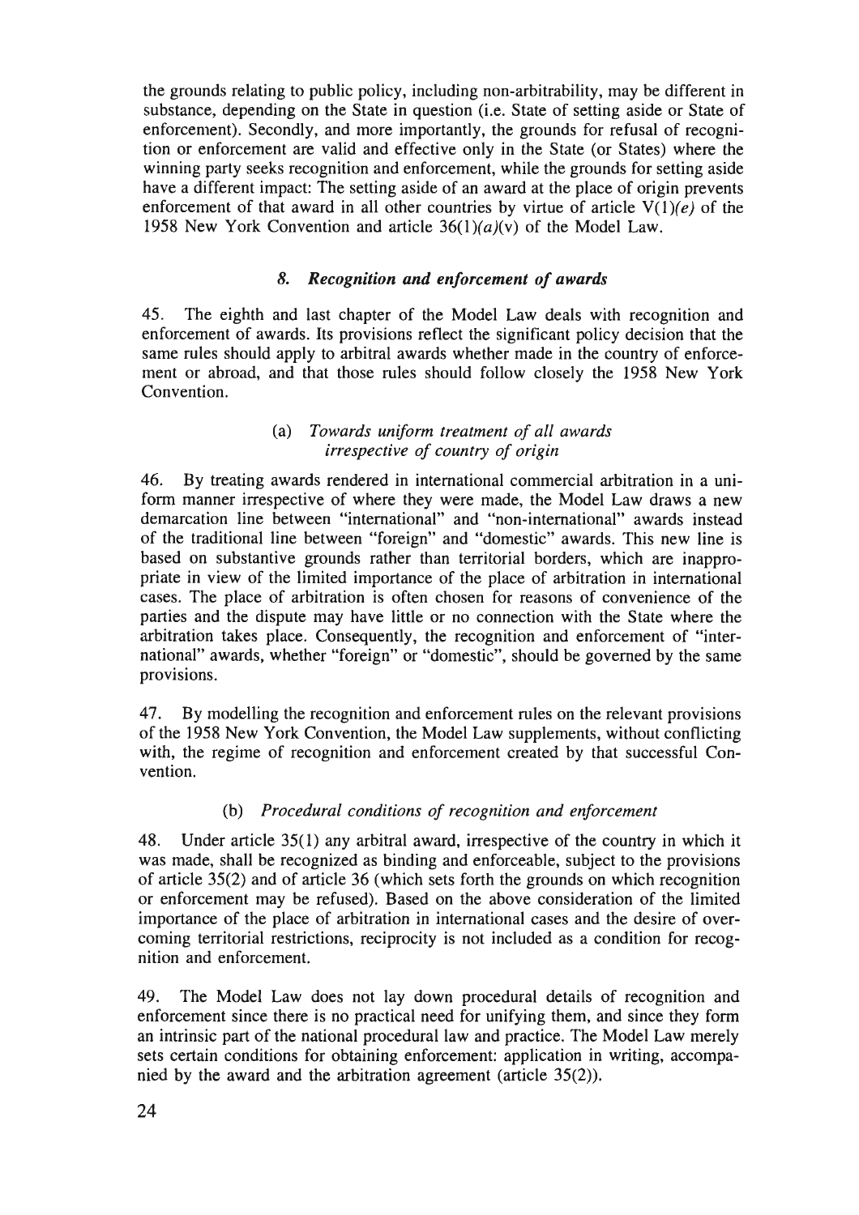the grounds relating to public policy, including non-arbitrability, may be different in substance, depending on the State in question (i.e. State of setting aside or State of enforcement). Secondly, and more importantly, the grounds for refusal of recognition or enforcement are valid and effective only in the State (or States) where the winning party seeks recognition and enforcement, while the grounds for setting aside have a different impact: The setting aside of an award at the place of origin prevents enforcement of that award in all other countries by virtue of article V(1)*(e)* of the 1958 New York Convention and article 36(1)*(a)*(v) of the Model Law.

### *8. Recognition and enforcement of awards*

45. The eighth and last chapter of the Model Law deals with recognition and enforcement of awards. Its provisions reflect the significant policy decision that the same rules should apply to arbitral awards whether made in the country of enforcement or abroad, and that those rules should follow closely the 1958 New York Convention.

#### (a) *Towards uniform treatment of all awards irrespective of country of origin*

46. By treating awards rendered in international commercial arbitration in a uniform manner irrespective of where they were made, the Model Law draws a new demarcation line between "international" and "non-international" awards instead of the traditional line between "foreign" and "domestic" awards. This new line is based on substantive grounds rather than territorial borders, which are inappropriate in view of the limited importance of the place of arbitration in international cases. The place of arbitration is often chosen for reasons of convenience of the parties and the dispute may have little or no connection with the State where the arbitration takes place. Consequently, the recognition and enforcement of "international" awards, whether "foreign" or "domestic", should be governed by the same provisions.

47. By modelling the recognition and enforcement rules on the relevant provisions of the 1958 New York Convention, the Model Law supplements, without conflicting with, the regime of recognition and enforcement created by that successful Convention.

#### (b) *Procedural conditions of recognition and enforcement*

48. Under article 35(1) any arbitral award, irrespective of the country in which it was made, shall be recognized as binding and enforceable, subject to the provisions of article 35(2) and of article 36 (which sets forth the grounds on which recognition or enforcement may be refused). Based on the above consideration of the limited importance of the place of arbitration in international cases and the desire of overcoming territorial restrictions, reciprocity is not included as a condition for recognition and enforcement.

49. The Model Law does not lay down procedural details of recognition and enforcement since there is no practical need for unifying them, and since they form an intrinsic part of the national procedural law and practice. The Model Law merely sets certain conditions for obtaining enforcement: application in writing, accompanied by the award and the arbitration agreement (article 35(2)).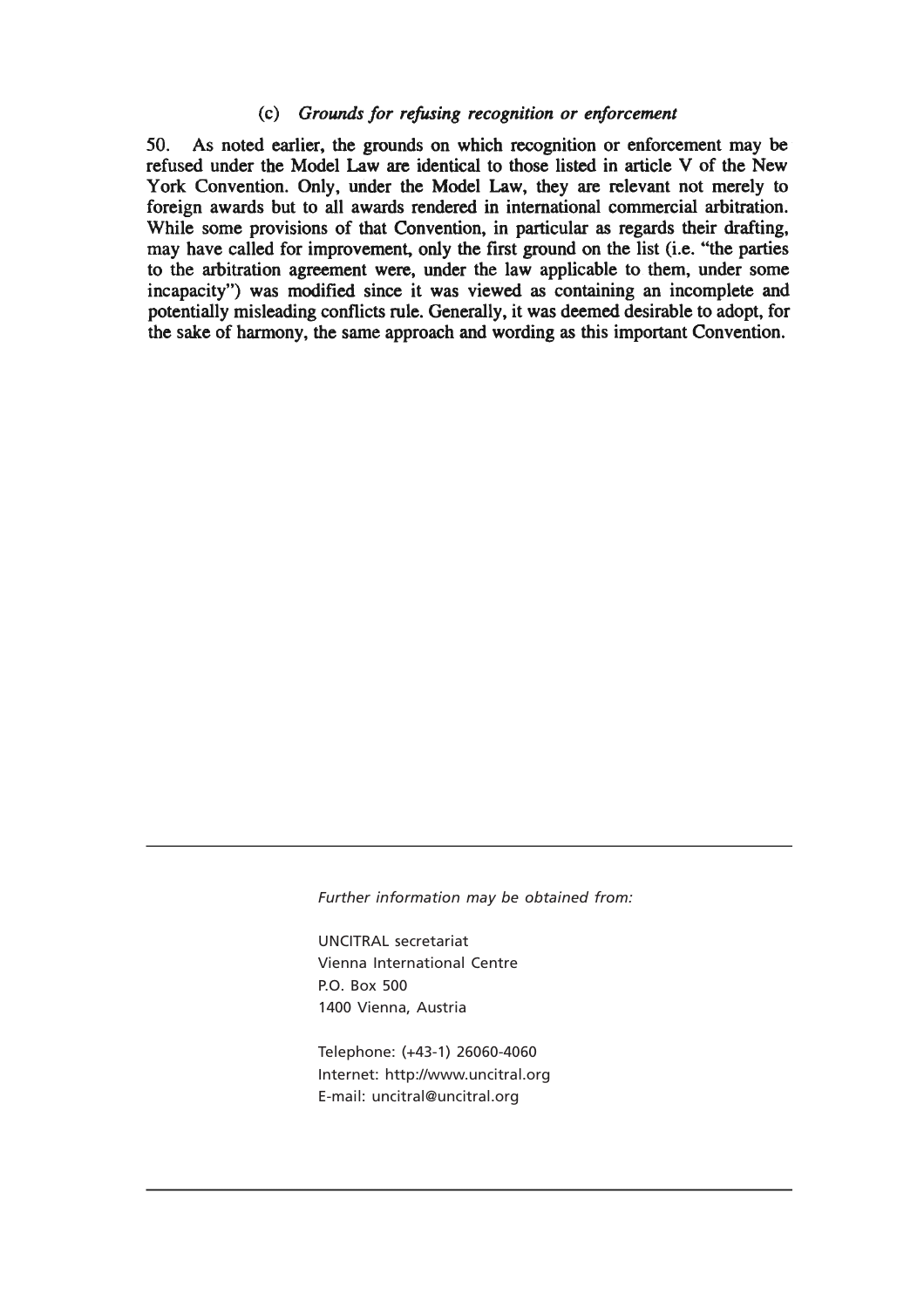### (c) *Grounds for refusing recognition or enforcement*

50. As noted earlier, the grounds on which recognition or enforcement may be refused under the Model Law are identical to those listed in article V of the New York Convention. Only, under the Model Law, they are relevant not merely to foreign awards but to all awards rendered in international commercial arbitration. While some provisions of that Convention, in particular as regards their drafting, may have called for improvement, only the first ground on the list (i.e. "the parties to the arbitration agreement were, under the law applicable to them, under some incapacity") was modified since it was viewed as containing an incomplete and potentially misleading conflicts rule. Generally, it was deemed desirable to adopt, for the sake of harmony, the same approach and wording as this important Convention.

---

*Further information may be obtained from:*

UNCITRAL secretariat
Vienna International Centre
P.O. Box 500
1400 Vienna, Austria

Telephone: (+43-1) 26060-4060
Internet: http://www.uncitral.org
E-mail: uncitral@uncitral.org

---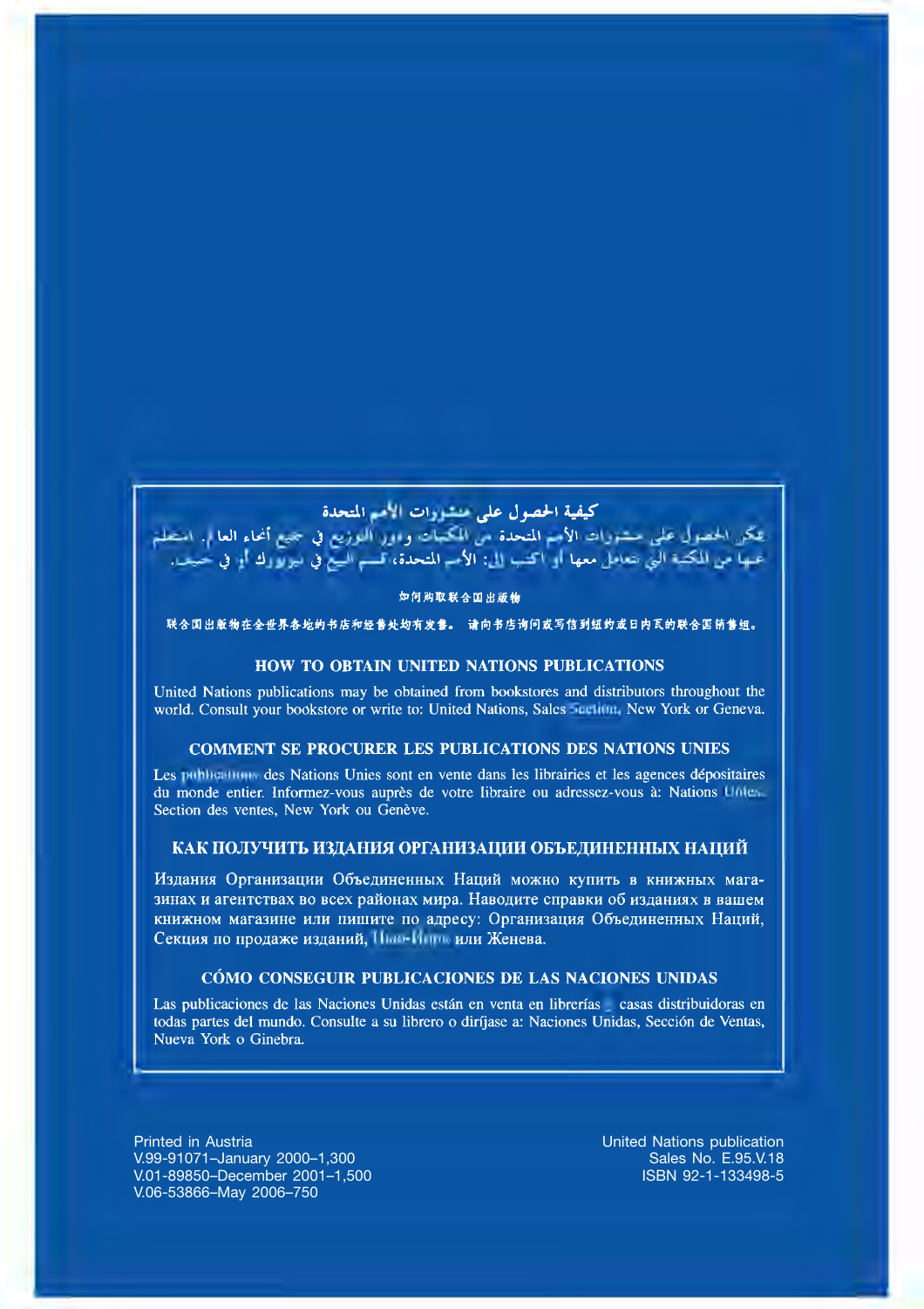## كيفية الحصول على منشورات الأمم المتحدة

يمكن الحصول على منشورات الأمم المتحدة من المكتبات ودور التوزيع في جميع أنحاء العالم. استعلم عنها من المكتبة التي تتعامل معها أو اكتب إلى: الأمم المتحدة، قسم البيع في نيويورك أو في جنيف.

## 如何购取联合国出版物

联合国出版物在全世界各地的书店和经售处均有发售。请向书店询问或写信到纽约或日内瓦的联合国销售组。

## HOW TO OBTAIN UNITED NATIONS PUBLICATIONS

United Nations publications may be obtained from bookstores and distributors throughout the world. Consult your bookstore or write to: United Nations, Sales Section, New York or Geneva.

## COMMENT SE PROCURER LES PUBLICATIONS DES NATIONS UNIES

Les publications des Nations Unies sont en vente dans les librairies et les agences dépositaires du monde entier. Informez-vous auprès de votre libraire ou adressez-vous à: Nations Unies, Section des ventes, New York ou Genève.

## КАК ПОЛУЧИТЬ ИЗДАНИЯ ОРГАНИЗАЦИИ ОБЪЕДИНЕННЫХ НАЦИЙ

Издания Организации Объединенных Наций можно купить в книжных магазинах и агентствах во всех районах мира. Наводите справки об изданиях в вашем книжном магазине или пишите по адресу: Организация Объединенных Наций, Секция по продаже изданий, Нью-Йорк или Женева.

## CÓMO CONSEGUIR PUBLICACIONES DE LAS NACIONES UNIDAS

Las publicaciones de las Naciones Unidas están en venta en librerías y casas distribuidoras en todas partes del mundo. Consulte a su librero o diríjase a: Naciones Unidas, Sección de Ventas, Nueva York o Ginebra.

Printed in Austria
V.99-91071–January 2000–1,300
V.01-89850–December 2001–1,500
V.06-53866–May 2006–750

United Nations publication
Sales No. E.95.V.18
ISBN 92-1-133498-5